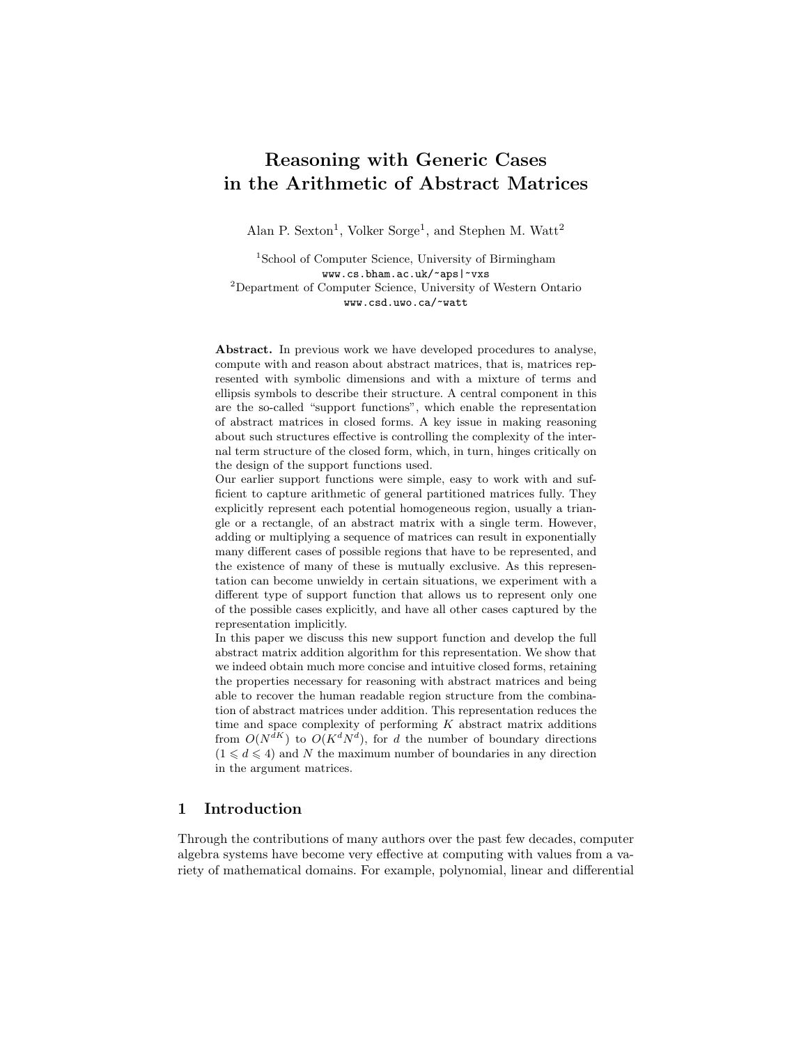# Reasoning with Generic Cases in the Arithmetic of Abstract Matrices

Alan P. Sexton[1], Volker Sorge[1], and Stephen M. Watt[2]

[1]School of Computer Science, University of Birmingham
www.cs.bham.ac.uk/~aps|~vxs
[2]Department of Computer Science, University of Western Ontario
www.csd.uwo.ca/~watt

**Abstract.** In previous work we have developed procedures to analyse, compute with and reason about abstract matrices, that is, matrices represented with symbolic dimensions and with a mixture of terms and ellipsis symbols to describe their structure. A central component in this are the so-called "support functions", which enable the representation of abstract matrices in closed forms. A key issue in making reasoning about such structures effective is controlling the complexity of the internal term structure of the closed form, which, in turn, hinges critically on the design of the support functions used.

Our earlier support functions were simple, easy to work with and sufficient to capture arithmetic of general partitioned matrices fully. They explicitly represent each potential homogeneous region, usually a triangle or a rectangle, of an abstract matrix with a single term. However, adding or multiplying a sequence of matrices can result in exponentially many different cases of possible regions that have to be represented, and the existence of many of these is mutually exclusive. As this representation can become unwieldy in certain situations, we experiment with a different type of support function that allows us to represent only one of the possible cases explicitly, and have all other cases captured by the representation implicitly.

In this paper we discuss this new support function and develop the full abstract matrix addition algorithm for this representation. We show that we indeed obtain much more concise and intuitive closed forms, retaining the properties necessary for reasoning with abstract matrices and being able to recover the human readable region structure from the combination of abstract matrices under addition. This representation reduces the time and space complexity of performing $K$ abstract matrix additions from $O(N^{dK})$ to $O(K^d N^d)$, for $d$ the number of boundary directions ($1 \leqslant d \leqslant 4$) and $N$ the maximum number of boundaries in any direction in the argument matrices.

## 1 Introduction

Through the contributions of many authors over the past few decades, computer algebra systems have become very effective at computing with values from a variety of mathematical domains. For example, polynomial, linear and differential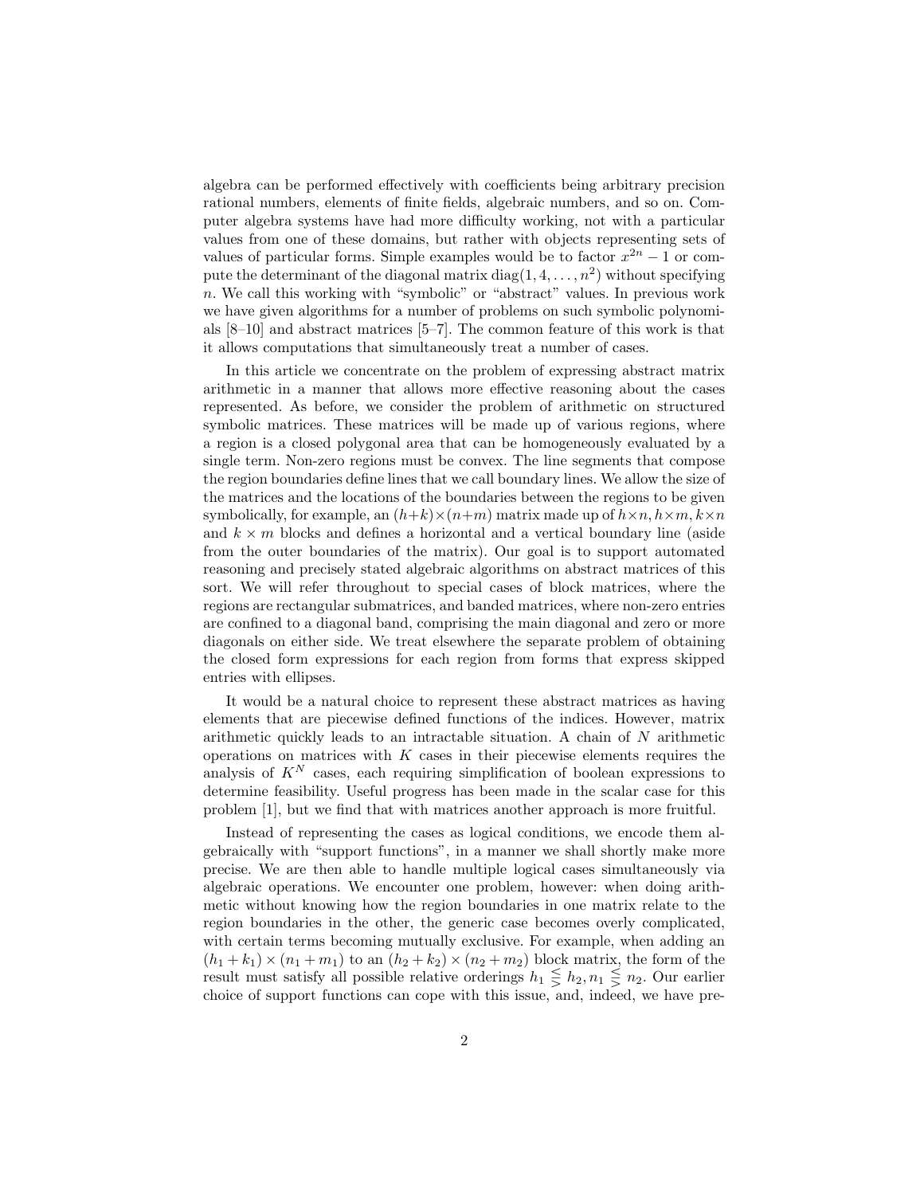algebra can be performed effectively with coefficients being arbitrary precision rational numbers, elements of finite fields, algebraic numbers, and so on. Computer algebra systems have had more difficulty working, not with a particular values from one of these domains, but rather with objects representing sets of values of particular forms. Simple examples would be to factor $x^{2n} - 1$ or compute the determinant of the diagonal matrix $\mathrm{diag}(1, 4, \ldots, n^2)$ without specifying $n$. We call this working with "symbolic" or "abstract" values. In previous work we have given algorithms for a number of problems on such symbolic polynomials [8–10] and abstract matrices [5–7]. The common feature of this work is that it allows computations that simultaneously treat a number of cases.

In this article we concentrate on the problem of expressing abstract matrix arithmetic in a manner that allows more effective reasoning about the cases represented. As before, we consider the problem of arithmetic on structured symbolic matrices. These matrices will be made up of various regions, where a region is a closed polygonal area that can be homogeneously evaluated by a single term. Non-zero regions must be convex. The line segments that compose the region boundaries define lines that we call boundary lines. We allow the size of the matrices and the locations of the boundaries between the regions to be given symbolically, for example, an $(h+k)\times(n+m)$ matrix made up of $h\times n, h\times m, k\times n$ and $k \times m$ blocks and defines a horizontal and a vertical boundary line (aside from the outer boundaries of the matrix). Our goal is to support automated reasoning and precisely stated algebraic algorithms on abstract matrices of this sort. We will refer throughout to special cases of block matrices, where the regions are rectangular submatrices, and banded matrices, where non-zero entries are confined to a diagonal band, comprising the main diagonal and zero or more diagonals on either side. We treat elsewhere the separate problem of obtaining the closed form expressions for each region from forms that express skipped entries with ellipses.

It would be a natural choice to represent these abstract matrices as having elements that are piecewise defined functions of the indices. However, matrix arithmetic quickly leads to an intractable situation. A chain of $N$ arithmetic operations on matrices with $K$ cases in their piecewise elements requires the analysis of $K^N$ cases, each requiring simplification of boolean expressions to determine feasibility. Useful progress has been made in the scalar case for this problem [1], but we find that with matrices another approach is more fruitful.

Instead of representing the cases as logical conditions, we encode them algebraically with "support functions", in a manner we shall shortly make more precise. We are then able to handle multiple logical cases simultaneously via algebraic operations. We encounter one problem, however: when doing arithmetic without knowing how the region boundaries in one matrix relate to the region boundaries in the other, the generic case becomes overly complicated, with certain terms becoming mutually exclusive. For example, when adding an $(h_1 + k_1) \times (n_1 + m_1)$ to an $(h_2 + k_2) \times (n_2 + m_2)$ block matrix, the form of the result must satisfy all possible relative orderings $h_1 \lesseqgtr h_2, n_1 \lesseqgtr n_2$. Our earlier choice of support functions can cope with this issue, and, indeed, we have pre-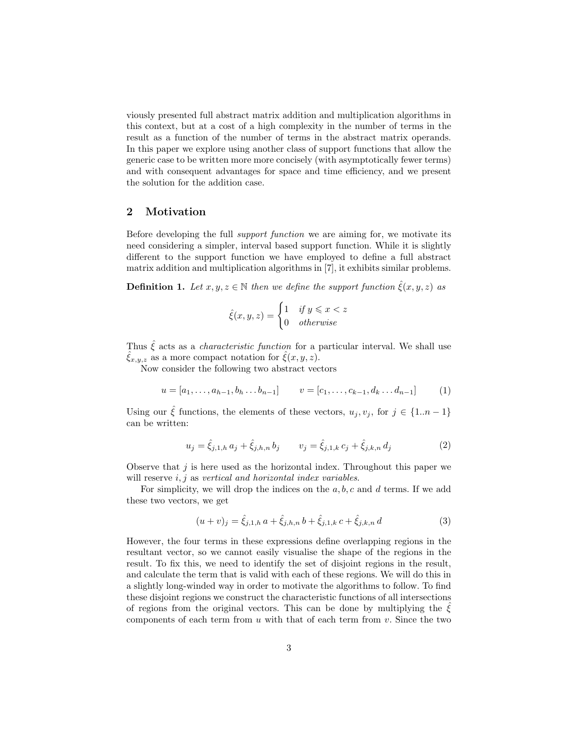viously presented full abstract matrix addition and multiplication algorithms in this context, but at a cost of a high complexity in the number of terms in the result as a function of the number of terms in the abstract matrix operands. In this paper we explore using another class of support functions that allow the generic case to be written more more concisely (with asymptotically fewer terms) and with consequent advantages for space and time efficiency, and we present the solution for the addition case.

## 2 Motivation

Before developing the full *support function* we are aiming for, we motivate its need considering a simpler, interval based support function. While it is slightly different to the support function we have employed to define a full abstract matrix addition and multiplication algorithms in [7], it exhibits similar problems.

**Definition 1.** *Let $x, y, z \in \mathbb{N}$ then we define the support function $\hat{\xi}(x, y, z)$ as*

$$\hat{\xi}(x, y, z) = \begin{cases} 1 & \text{if } y \leqslant x < z \\ 0 & \text{otherwise} \end{cases}$$

Thus $\hat{\xi}$ acts as a *characteristic function* for a particular interval. We shall use $\hat{\xi}_{x,y,z}$ as a more compact notation for $\hat{\xi}(x, y, z)$.

Now consider the following two abstract vectors

$$u = [a_1, \ldots, a_{h-1}, b_h \ldots b_{n-1}] \qquad v = [c_1, \ldots, c_{k-1}, d_k \ldots d_{n-1}] \tag{1}$$

Using our $\hat{\xi}$ functions, the elements of these vectors, $u_j, v_j$, for $j \in \{1..n-1\}$ can be written:

$$u_j = \hat{\xi}_{j,1,h}\, a_j + \hat{\xi}_{j,h,n}\, b_j \qquad v_j = \hat{\xi}_{j,1,k}\, c_j + \hat{\xi}_{j,k,n}\, d_j \tag{2}$$

Observe that $j$ is here used as the horizontal index. Throughout this paper we will reserve $i, j$ as *vertical and horizontal index variables.*

For simplicity, we will drop the indices on the $a, b, c$ and $d$ terms. If we add these two vectors, we get

$$(u + v)_j = \hat{\xi}_{j,1,h}\, a + \hat{\xi}_{j,h,n}\, b + \hat{\xi}_{j,1,k}\, c + \hat{\xi}_{j,k,n}\, d \tag{3}$$

However, the four terms in these expressions define overlapping regions in the resultant vector, so we cannot easily visualise the shape of the regions in the result. To fix this, we need to identify the set of disjoint regions in the result, and calculate the term that is valid with each of these regions. We will do this in a slightly long-winded way in order to motivate the algorithms to follow. To find these disjoint regions we construct the characteristic functions of all intersections of regions from the original vectors. This can be done by multiplying the $\hat{\xi}$ components of each term from $u$ with that of each term from $v$. Since the two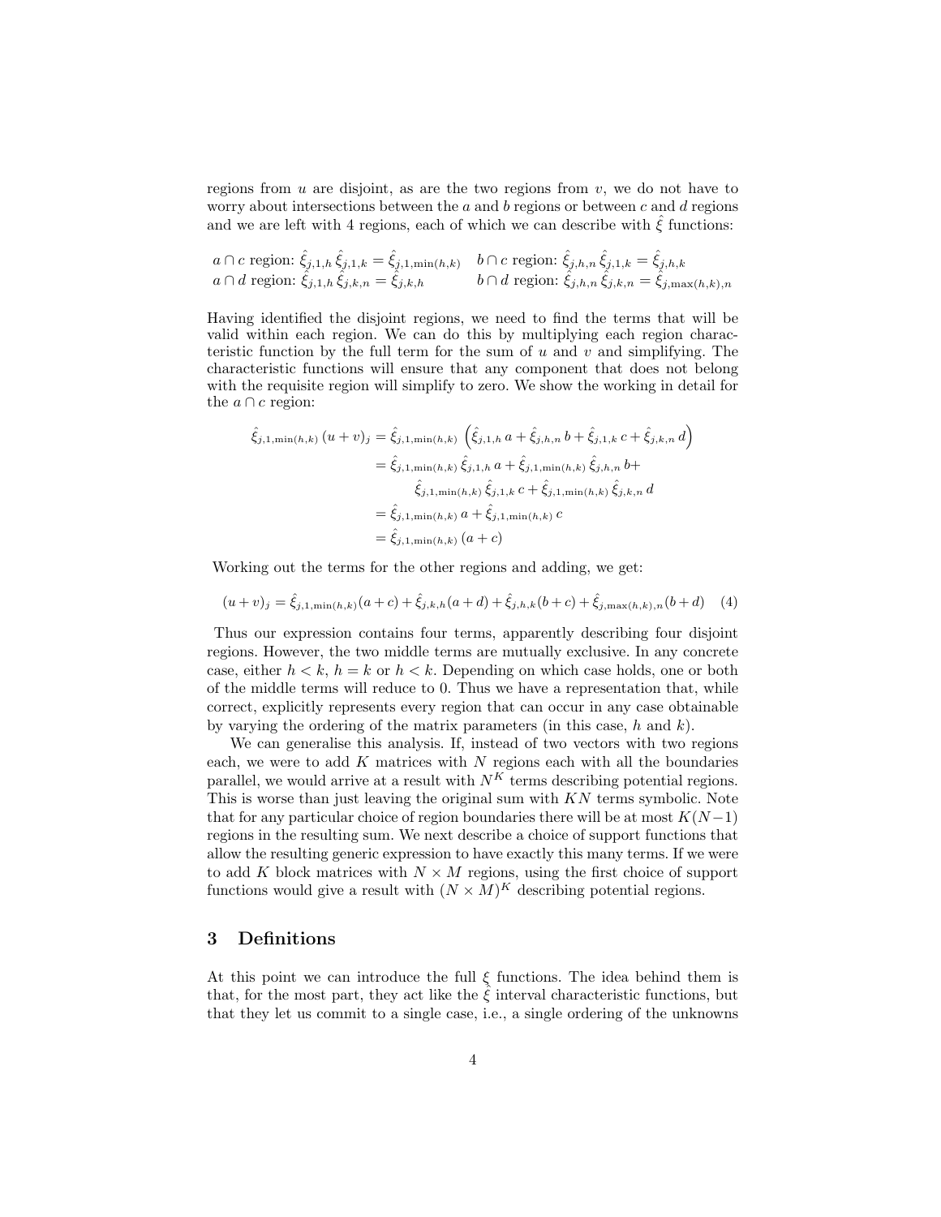regions from $u$ are disjoint, as are the two regions from $v$, we do not have to worry about intersections between the $a$ and $b$ regions or between $c$ and $d$ regions and we are left with 4 regions, each of which we can describe with $\hat{\xi}$ functions:

$a \cap c$ region: $\hat{\xi}_{j,1,h}\,\hat{\xi}_{j,1,k} = \hat{\xi}_{j,1,\min(h,k)}$ $\quad$ $b \cap c$ region: $\hat{\xi}_{j,h,n}\,\hat{\xi}_{j,1,k} = \hat{\xi}_{j,h,k}$
$a \cap d$ region: $\hat{\xi}_{j,1,h}\,\hat{\xi}_{j,k,n} = \hat{\xi}_{j,k,h}$ $\quad$ $b \cap d$ region: $\hat{\xi}_{j,h,n}\,\hat{\xi}_{j,k,n} = \hat{\xi}_{j,\max(h,k),n}$

Having identified the disjoint regions, we need to find the terms that will be valid within each region. We can do this by multiplying each region characteristic function by the full term for the sum of $u$ and $v$ and simplifying. The characteristic functions will ensure that any component that does not belong with the requisite region will simplify to zero. We show the working in detail for the $a \cap c$ region:

$$
\begin{aligned}
\hat{\xi}_{j,1,\min(h,k)}\,(u+v)_j &= \hat{\xi}_{j,1,\min(h,k)}\,\left(\hat{\xi}_{j,1,h}\,a + \hat{\xi}_{j,h,n}\,b + \hat{\xi}_{j,1,k}\,c + \hat{\xi}_{j,k,n}\,d\right) \\
&= \hat{\xi}_{j,1,\min(h,k)}\,\hat{\xi}_{j,1,h}\,a + \hat{\xi}_{j,1,\min(h,k)}\,\hat{\xi}_{j,h,n}\,b + \\
&\qquad \hat{\xi}_{j,1,\min(h,k)}\,\hat{\xi}_{j,1,k}\,c + \hat{\xi}_{j,1,\min(h,k)}\,\hat{\xi}_{j,k,n}\,d \\
&= \hat{\xi}_{j,1,\min(h,k)}\,a + \hat{\xi}_{j,1,\min(h,k)}\,c \\
&= \hat{\xi}_{j,1,\min(h,k)}\,(a+c)
\end{aligned}
$$

Working out the terms for the other regions and adding, we get:

$$
(u+v)_j = \hat{\xi}_{j,1,\min(h,k)}(a+c) + \hat{\xi}_{j,k,h}(a+d) + \hat{\xi}_{j,h,k}(b+c) + \hat{\xi}_{j,\max(h,k),n}(b+d) \quad (4)
$$

Thus our expression contains four terms, apparently describing four disjoint regions. However, the two middle terms are mutually exclusive. In any concrete case, either $h < k$, $h = k$ or $h < k$. Depending on which case holds, one or both of the middle terms will reduce to 0. Thus we have a representation that, while correct, explicitly represents every region that can occur in any case obtainable by varying the ordering of the matrix parameters (in this case, $h$ and $k$).

We can generalise this analysis. If, instead of two vectors with two regions each, we were to add $K$ matrices with $N$ regions each with all the boundaries parallel, we would arrive at a result with $N^K$ terms describing potential regions. This is worse than just leaving the original sum with $KN$ terms symbolic. Note that for any particular choice of region boundaries there will be at most $K(N-1)$ regions in the resulting sum. We next describe a choice of support functions that allow the resulting generic expression to have exactly this many terms. If we were to add $K$ block matrices with $N \times M$ regions, using the first choice of support functions would give a result with $(N \times M)^K$ describing potential regions.

## 3 Definitions

At this point we can introduce the full $\xi$ functions. The idea behind them is that, for the most part, they act like the $\hat{\xi}$ interval characteristic functions, but that they let us commit to a single case, i.e., a single ordering of the unknowns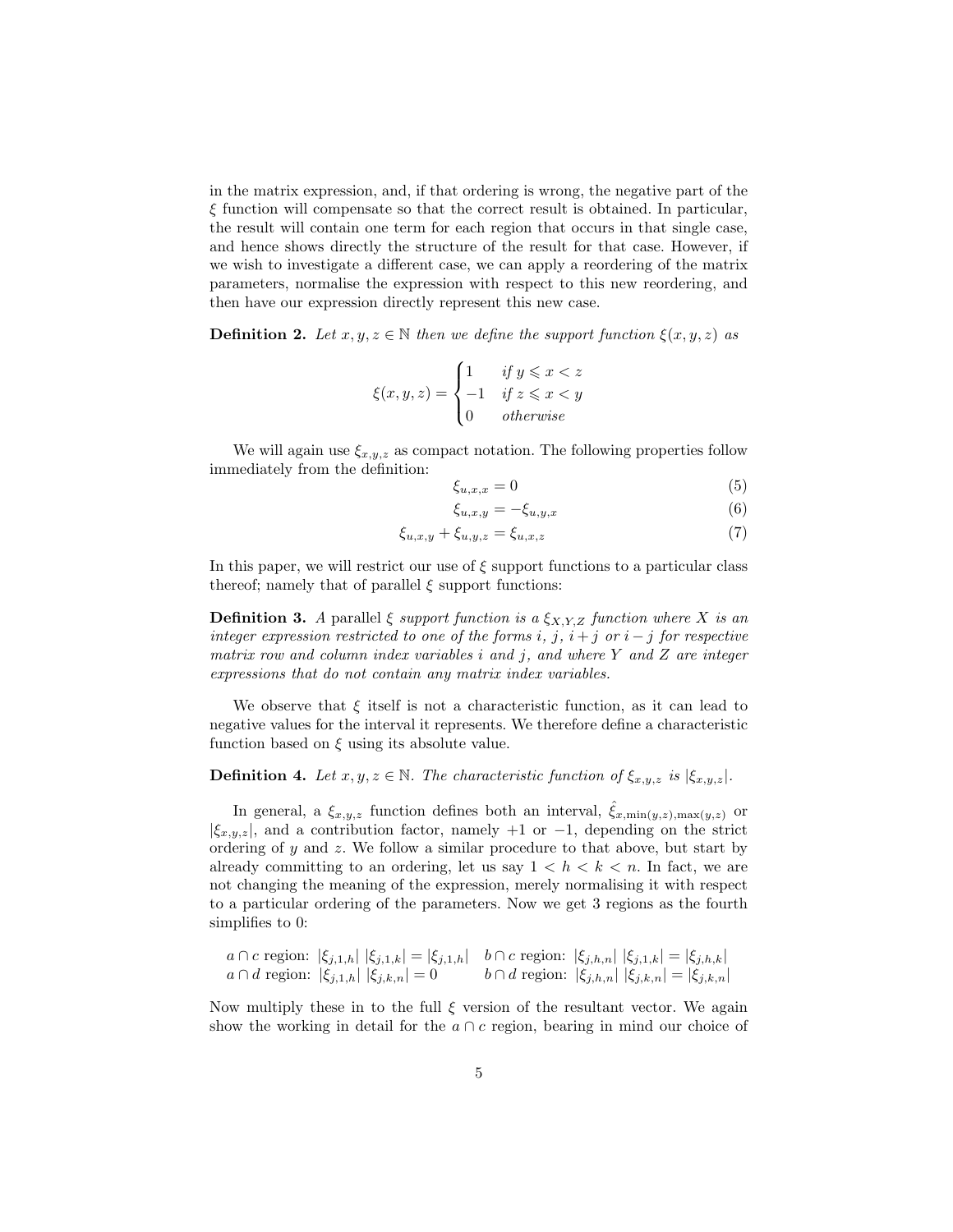in the matrix expression, and, if that ordering is wrong, the negative part of the $\xi$ function will compensate so that the correct result is obtained. In particular, the result will contain one term for each region that occurs in that single case, and hence shows directly the structure of the result for that case. However, if we wish to investigate a different case, we can apply a reordering of the matrix parameters, normalise the expression with respect to this new reordering, and then have our expression directly represent this new case.

**Definition 2.** *Let $x, y, z \in \mathbb{N}$ then we define the support function $\xi(x, y, z)$ as*

$$\xi(x, y, z) = \begin{cases} 1 & \text{if } y \leqslant x < z \\ -1 & \text{if } z \leqslant x < y \\ 0 & \text{otherwise} \end{cases}$$

We will again use $\xi_{x,y,z}$ as compact notation. The following properties follow immediately from the definition:

$$\xi_{u,x,x} = 0 \tag{5}$$

$$\xi_{u,x,y} = -\xi_{u,y,x} \tag{6}$$

$$\xi_{u,x,y} + \xi_{u,y,z} = \xi_{u,x,z} \tag{7}$$

In this paper, we will restrict our use of $\xi$ support functions to a particular class thereof; namely that of parallel $\xi$ support functions:

**Definition 3.** *A* parallel $\xi$ support function *is a $\xi_{X,Y,Z}$ function where $X$ is an integer expression restricted to one of the forms $i$, $j$, $i+j$ or $i-j$ for respective matrix row and column index variables $i$ and $j$, and where $Y$ and $Z$ are integer expressions that do not contain any matrix index variables.*

We observe that $\xi$ itself is not a characteristic function, as it can lead to negative values for the interval it represents. We therefore define a characteristic function based on $\xi$ using its absolute value.

**Definition 4.** *Let $x, y, z \in \mathbb{N}$. The characteristic function of $\xi_{x,y,z}$ is $|\xi_{x,y,z}|$.*

In general, a $\xi_{x,y,z}$ function defines both an interval, $\hat{\xi}_{x,\min(y,z),\max(y,z)}$ or $|\xi_{x,y,z}|$, and a contribution factor, namely $+1$ or $-1$, depending on the strict ordering of $y$ and $z$. We follow a similar procedure to that above, but start by already committing to an ordering, let us say $1 < h < k < n$. In fact, we are not changing the meaning of the expression, merely normalising it with respect to a particular ordering of the parameters. Now we get 3 regions as the fourth simplifies to 0:

$a \cap c$ region: $|\xi_{j,1,h}|\ |\xi_{j,1,k}| = |\xi_{j,1,h}|$ $\quad$ $b \cap c$ region: $|\xi_{j,h,n}|\ |\xi_{j,1,k}| = |\xi_{j,h,k}|$
$a \cap d$ region: $|\xi_{j,1,h}|\ |\xi_{j,k,n}| = 0$ $\quad$ $b \cap d$ region: $|\xi_{j,h,n}|\ |\xi_{j,k,n}| = |\xi_{j,k,n}|$

Now multiply these in to the full $\xi$ version of the resultant vector. We again show the working in detail for the $a \cap c$ region, bearing in mind our choice of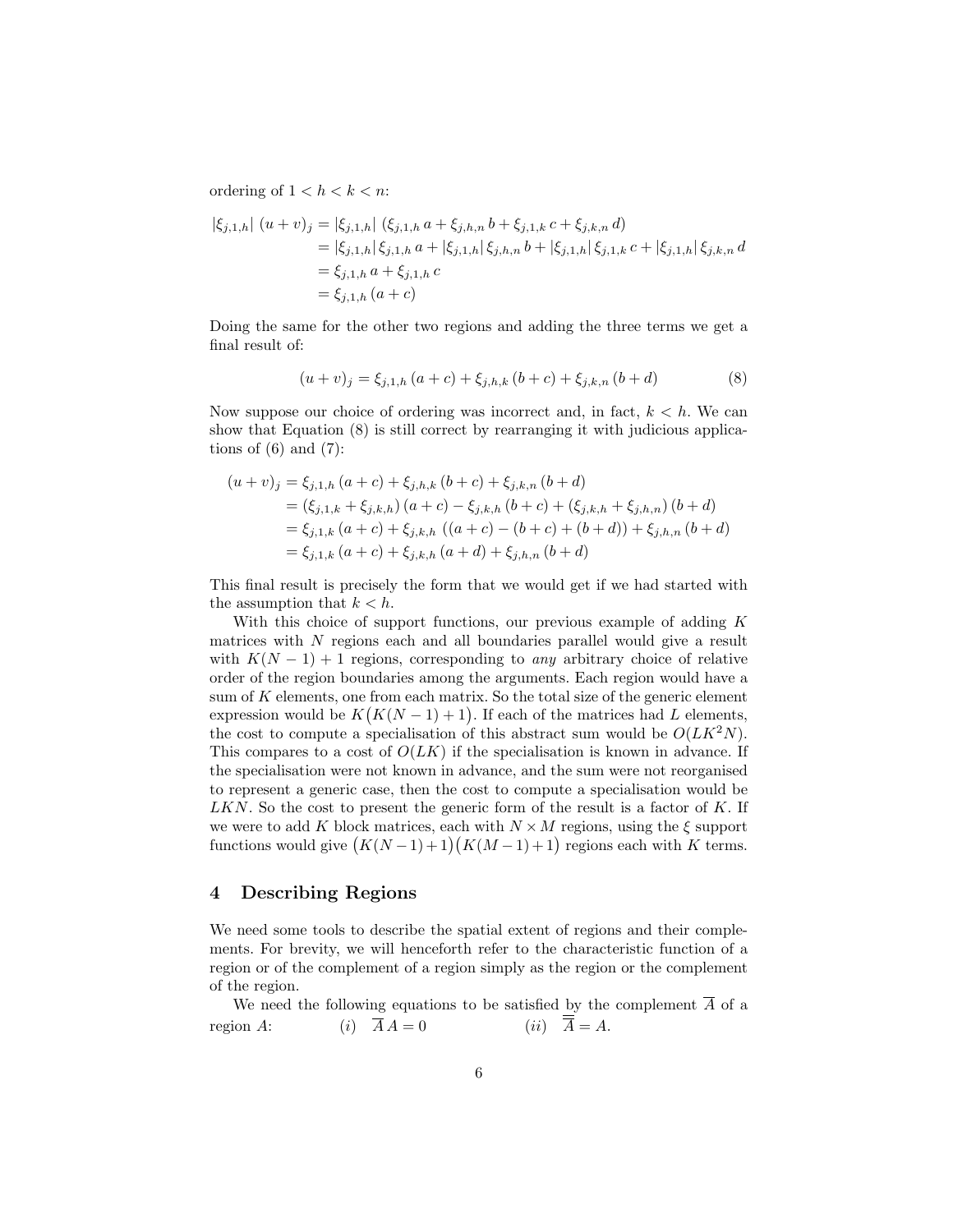ordering of $1 < h < k < n$:

$$
\begin{aligned}
|\xi_{j,1,h}|\ (u+v)_j &= |\xi_{j,1,h}|\ (\xi_{j,1,h}\, a + \xi_{j,h,n}\, b + \xi_{j,1,k}\, c + \xi_{j,k,n}\, d) \\
&= |\xi_{j,1,h}|\, \xi_{j,1,h}\, a + |\xi_{j,1,h}|\, \xi_{j,h,n}\, b + |\xi_{j,1,h}|\, \xi_{j,1,k}\, c + |\xi_{j,1,h}|\, \xi_{j,k,n}\, d \\
&= \xi_{j,1,h}\, a + \xi_{j,1,h}\, c \\
&= \xi_{j,1,h}\, (a + c)
\end{aligned}
$$

Doing the same for the other two regions and adding the three terms we get a final result of:

$$
(u+v)_j = \xi_{j,1,h}\, (a+c) + \xi_{j,h,k}\, (b+c) + \xi_{j,k,n}\, (b+d) \tag{8}
$$

Now suppose our choice of ordering was incorrect and, in fact, $k < h$. We can show that Equation (8) is still correct by rearranging it with judicious applications of (6) and (7):

$$
\begin{aligned}
(u+v)_j &= \xi_{j,1,h}\, (a+c) + \xi_{j,h,k}\, (b+c) + \xi_{j,k,n}\, (b+d) \\
&= (\xi_{j,1,k} + \xi_{j,k,h})\, (a+c) - \xi_{j,k,h}\, (b+c) + (\xi_{j,k,h} + \xi_{j,h,n})\, (b+d) \\
&= \xi_{j,1,k}\, (a+c) + \xi_{j,k,h}\, \left((a+c) - (b+c) + (b+d)\right) + \xi_{j,h,n}\, (b+d) \\
&= \xi_{j,1,k}\, (a+c) + \xi_{j,k,h}\, (a+d) + \xi_{j,h,n}\, (b+d)
\end{aligned}
$$

This final result is precisely the form that we would get if we had started with the assumption that $k < h$.

With this choice of support functions, our previous example of adding $K$ matrices with $N$ regions each and all boundaries parallel would give a result with $K(N-1)+1$ regions, corresponding to *any* arbitrary choice of relative order of the region boundaries among the arguments. Each region would have a sum of $K$ elements, one from each matrix. So the total size of the generic element expression would be $K\big(K(N-1)+1\big)$. If each of the matrices had $L$ elements, the cost to compute a specialisation of this abstract sum would be $O(LK^2N)$. This compares to a cost of $O(LK)$ if the specialisation is known in advance. If the specialisation were not known in advance, and the sum were not reorganised to represent a generic case, then the cost to compute a specialisation would be $LKN$. So the cost to present the generic form of the result is a factor of $K$. If we were to add $K$ block matrices, each with $N \times M$ regions, using the $\xi$ support functions would give $\big(K(N-1)+1\big)\big(K(M-1)+1\big)$ regions each with $K$ terms.

## 4 Describing Regions

We need some tools to describe the spatial extent of regions and their complements. For brevity, we will henceforth refer to the characteristic function of a region or of the complement of a region simply as the region or the complement of the region.

We need the following equations to be satisfied by the complement $\overline{A}$ of a region $A$: $(i)\quad \overline{A}\, A = 0 \qquad (ii)\quad \overline{\overline{A}} = A$.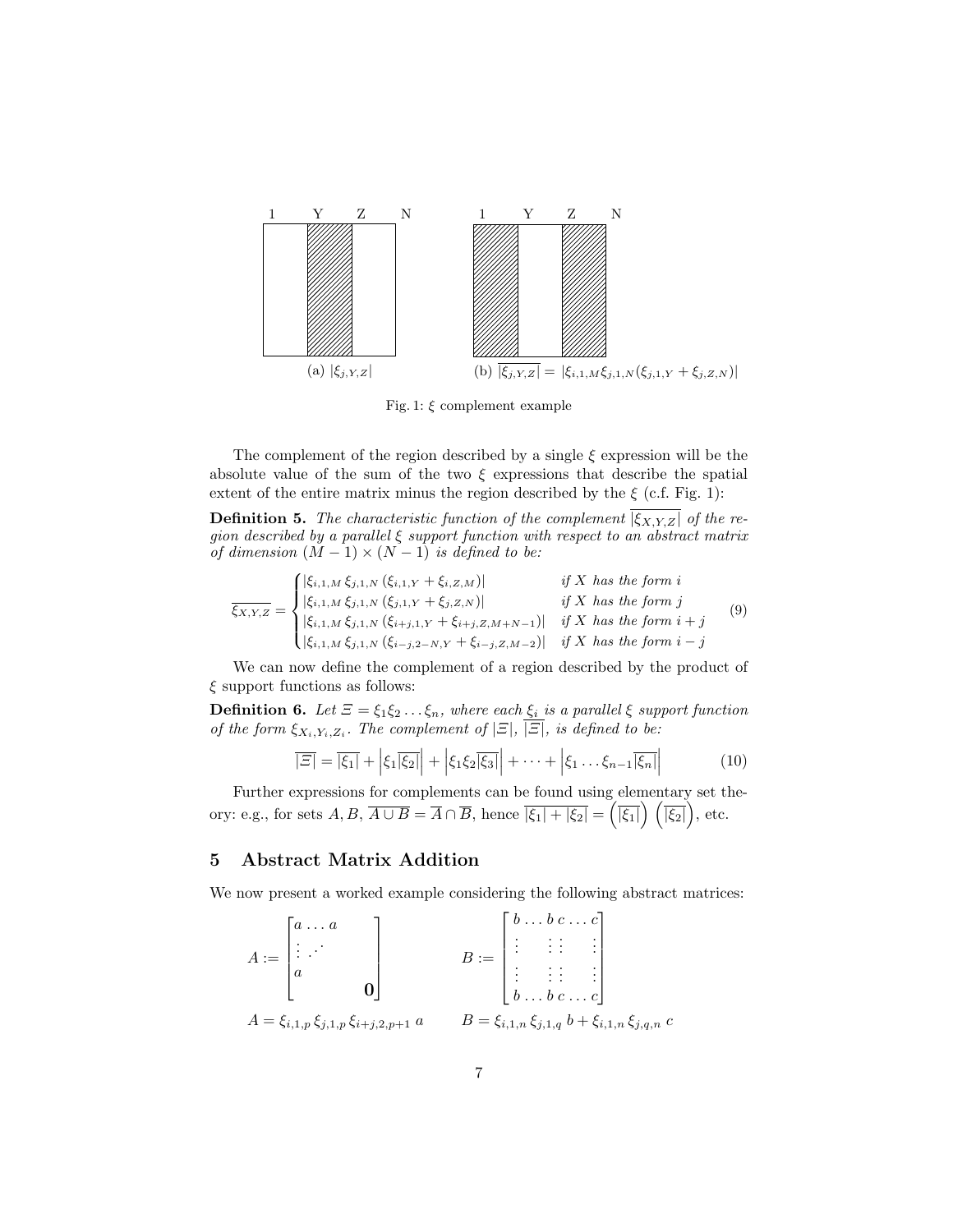1 Y Z N

1 Y Z N

(a) $|\xi_{j,Y,Z}|$

(b) $\overline{|\xi_{j,Y,Z}|} = |\xi_{i,1,M}\xi_{j,1,N}(\xi_{j,1,Y} + \xi_{j,Z,N})|$

Fig. 1: $\xi$ complement example

The complement of the region described by a single $\xi$ expression will be the absolute value of the sum of the two $\xi$ expressions that describe the spatial extent of the entire matrix minus the region described by the $\xi$ (c.f. Fig. 1):

**Definition 5.** *The characteristic function of the complement* $\overline{|\xi_{X,Y,Z}|}$ *of the region described by a parallel* $\xi$ *support function with respect to an abstract matrix of dimension* $(M-1) \times (N-1)$ *is defined to be:*

$$
\overline{\xi_{X,Y,Z}} = \begin{cases} |\xi_{i,1,M}\,\xi_{j,1,N}\,(\xi_{i,1,Y} + \xi_{i,Z,M})| & \text{if } X \text{ has the form } i \\ |\xi_{i,1,M}\,\xi_{j,1,N}\,(\xi_{j,1,Y} + \xi_{j,Z,N})| & \text{if } X \text{ has the form } j \\ |\xi_{i,1,M}\,\xi_{j,1,N}\,(\xi_{i+j,1,Y} + \xi_{i+j,Z,M+N-1})| & \text{if } X \text{ has the form } i+j \\ |\xi_{i,1,M}\,\xi_{j,1,N}\,(\xi_{i-j,2-N,Y} + \xi_{i-j,Z,M-2})| & \text{if } X \text{ has the form } i-j \end{cases} \tag{9}
$$

We can now define the complement of a region described by the product of $\xi$ support functions as follows:

**Definition 6.** *Let* $\Xi = \xi_1\xi_2\ldots\xi_n$*, where each* $\xi_i$ *is a parallel* $\xi$ *support function of the form* $\xi_{X_i,Y_i,Z_i}$*. The complement of* $|\Xi|$*,* $\overline{|\Xi|}$*, is defined to be:*

$$
\overline{|\Xi|} = \overline{|\xi_1|} + \left|\xi_1\overline{|\xi_2|}\right| + \left|\xi_1\xi_2\overline{|\xi_3|}\right| + \cdots + \left|\xi_1\ldots\xi_{n-1}\overline{|\xi_n|}\right| \tag{10}
$$

Further expressions for complements can be found using elementary set theory: e.g., for sets $A, B$, $\overline{A \cup B} = \overline{A} \cap \overline{B}$, hence $\overline{|\xi_1| + |\xi_2|} = \left(\overline{|\xi_1|}\right)\left(\overline{|\xi_2|}\right)$, etc.

## 5 Abstract Matrix Addition

We now present a worked example considering the following abstract matrices:

$$
A := \begin{bmatrix} a \ldots a & \\ \vdots \;\; \iddots & \\ a & \\ & \mathbf{0} \end{bmatrix} \qquad B := \begin{bmatrix} b \ldots b \; c \ldots c \\ \vdots \quad\;\; \vdots \; \vdots \quad\;\; \vdots \\ \vdots \quad\;\; \vdots \; \vdots \quad\;\; \vdots \\ b \ldots b \; c \ldots c \end{bmatrix}
$$

$$
A = \xi_{i,1,p}\,\xi_{j,1,p}\,\xi_{i+j,2,p+1}\;a \qquad B = \xi_{i,1,n}\,\xi_{j,1,q}\;b + \xi_{i,1,n}\,\xi_{j,q,n}\;c
$$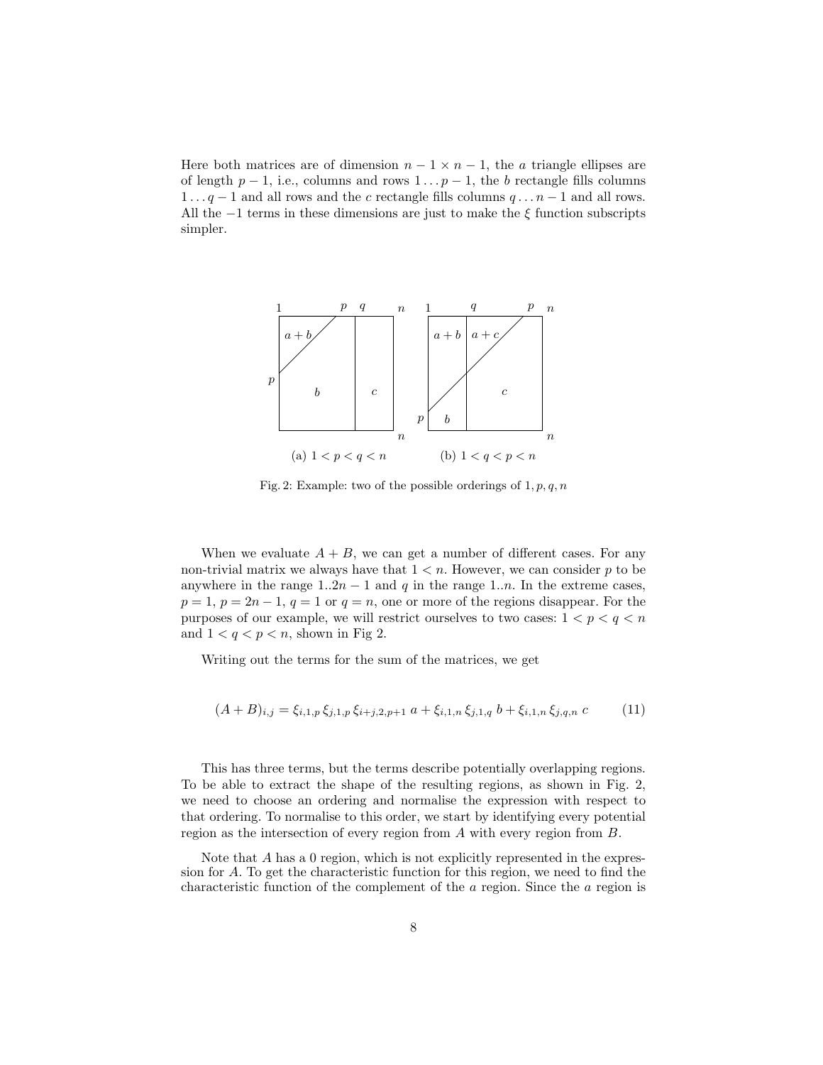Here both matrices are of dimension $n-1 \times n-1$, the $a$ triangle ellipses are of length $p-1$, i.e., columns and rows $1 \dots p-1$, the $b$ rectangle fills columns $1 \dots q-1$ and all rows and the $c$ rectangle fills columns $q \dots n-1$ and all rows. All the $-1$ terms in these dimensions are just to make the $\xi$ function subscripts simpler.

1 $p$ $q$ $n$

$a+b$

$p$

$b$

$c$

$n$

(a) $1 < p < q < n$

1 $q$ $p$ $n$

$a+b$ $a+c$

$c$

$p$ $b$

$n$

(b) $1 < q < p < n$

Fig. 2: Example: two of the possible orderings of $1, p, q, n$

When we evaluate $A + B$, we can get a number of different cases. For any non-trivial matrix we always have that $1 < n$. However, we can consider $p$ to be anywhere in the range $1..2n-1$ and $q$ in the range $1..n$. In the extreme cases, $p = 1$, $p = 2n-1$, $q = 1$ or $q = n$, one or more of the regions disappear. For the purposes of our example, we will restrict ourselves to two cases: $1 < p < q < n$ and $1 < q < p < n$, shown in Fig 2.

Writing out the terms for the sum of the matrices, we get

$$(A+B)_{i,j} = \xi_{i,1,p}\, \xi_{j,1,p}\, \xi_{i+j,2,p+1}\; a + \xi_{i,1,n}\, \xi_{j,1,q}\; b + \xi_{i,1,n}\, \xi_{j,q,n}\; c \qquad (11)$$

This has three terms, but the terms describe potentially overlapping regions. To be able to extract the shape of the resulting regions, as shown in Fig. 2, we need to choose an ordering and normalise the expression with respect to that ordering. To normalise to this order, we start by identifying every potential region as the intersection of every region from $A$ with every region from $B$.

Note that $A$ has a 0 region, which is not explicitly represented in the expression for $A$. To get the characteristic function for this region, we need to find the characteristic function of the complement of the $a$ region. Since the $a$ region is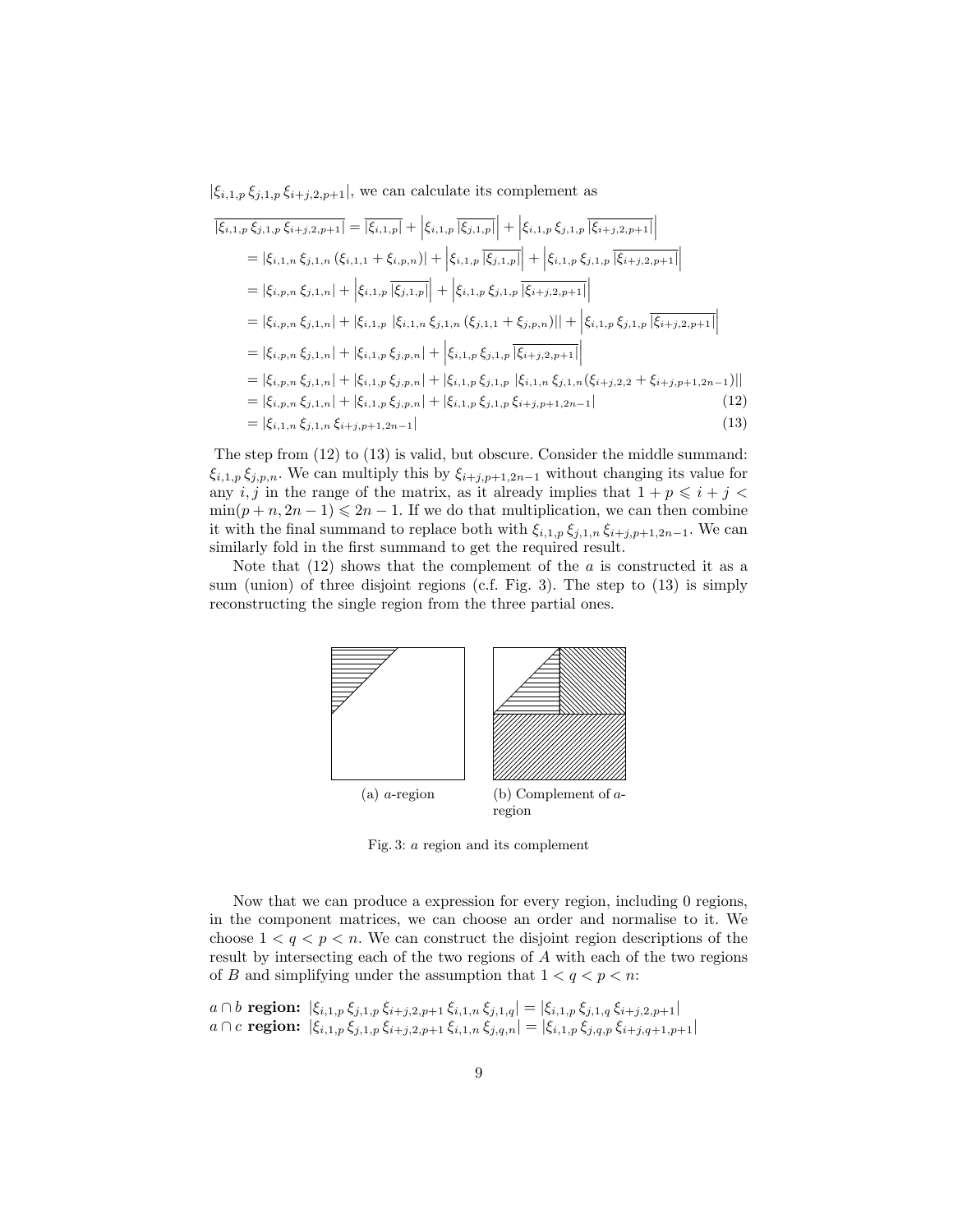$|\xi_{i,1,p}\,\xi_{j,1,p}\,\xi_{i+j,2,p+1}|$, we can calculate its complement as

$$
\begin{aligned}
\overline{|\xi_{i,1,p}\,\xi_{j,1,p}\,\xi_{i+j,2,p+1}|} &= \overline{|\xi_{i,1,p}|} + \left|\xi_{i,1,p}\,\overline{|\xi_{j,1,p}|}\right| + \left|\xi_{i,1,p}\,\xi_{j,1,p}\,\overline{|\xi_{i+j,2,p+1}|}\right| \\
&= |\xi_{i,1,n}\,\xi_{j,1,n}\,(\xi_{i,1,1} + \xi_{i,p,n})| + \left|\xi_{i,1,p}\,\overline{|\xi_{j,1,p}|}\right| + \left|\xi_{i,1,p}\,\xi_{j,1,p}\,\overline{|\xi_{i+j,2,p+1}|}\right| \\
&= |\xi_{i,p,n}\,\xi_{j,1,n}| + \left|\xi_{i,1,p}\,\overline{|\xi_{j,1,p}|}\right| + \left|\xi_{i,1,p}\,\xi_{j,1,p}\,\overline{|\xi_{i+j,2,p+1}|}\right| \\
&= |\xi_{i,p,n}\,\xi_{j,1,n}| + |\xi_{i,1,p}\;|\xi_{i,1,n}\,\xi_{j,1,n}\,(\xi_{j,1,1} + \xi_{j,p,n})|| + \left|\xi_{i,1,p}\,\xi_{j,1,p}\,\overline{|\xi_{i+j,2,p+1}|}\right| \\
&= |\xi_{i,p,n}\,\xi_{j,1,n}| + |\xi_{i,1,p}\,\xi_{j,p,n}| + \left|\xi_{i,1,p}\,\xi_{j,1,p}\,\overline{|\xi_{i+j,2,p+1}|}\right| \\
&= |\xi_{i,p,n}\,\xi_{j,1,n}| + |\xi_{i,1,p}\,\xi_{j,p,n}| + |\xi_{i,1,p}\,\xi_{j,1,p}\;|\xi_{i,1,n}\,\xi_{j,1,n}(\xi_{i+j,2,2} + \xi_{i+j,p+1,2n-1})|| \\
&= |\xi_{i,p,n}\,\xi_{j,1,n}| + |\xi_{i,1,p}\,\xi_{j,p,n}| + |\xi_{i,1,p}\,\xi_{j,1,p}\,\xi_{i+j,p+1,2n-1}| \qquad (12) \\
&= |\xi_{i,1,n}\,\xi_{j,1,n}\,\xi_{i+j,p+1,2n-1}| \qquad (13)
\end{aligned}
$$

The step from (12) to (13) is valid, but obscure. Consider the middle summand: $\xi_{i,1,p}\,\xi_{j,p,n}$. We can multiply this by $\xi_{i+j,p+1,2n-1}$ without changing its value for any $i, j$ in the range of the matrix, as it already implies that $1 + p \leqslant i + j < \min(p + n, 2n - 1) \leqslant 2n - 1$. If we do that multiplication, we can then combine it with the final summand to replace both with $\xi_{i,1,p}\,\xi_{j,1,n}\,\xi_{i+j,p+1,2n-1}$. We can similarly fold in the first summand to get the required result.

Note that (12) shows that the complement of the $a$ is constructed it as a sum (union) of three disjoint regions (c.f. Fig. 3). The step to (13) is simply reconstructing the single region from the three partial ones.

(a) $a$-region

(b) Complement of $a$-region

Fig. 3: $a$ region and its complement

Now that we can produce a expression for every region, including 0 regions, in the component matrices, we can choose an order and normalise to it. We choose $1 < q < p < n$. We can construct the disjoint region descriptions of the result by intersecting each of the two regions of $A$ with each of the two regions of $B$ and simplifying under the assumption that $1 < q < p < n$:

$a \cap b$ **region:** $|\xi_{i,1,p}\,\xi_{j,1,p}\,\xi_{i+j,2,p+1}\,\xi_{i,1,n}\,\xi_{j,1,q}| = |\xi_{i,1,p}\,\xi_{j,1,q}\,\xi_{i+j,2,p+1}|$
$a \cap c$ **region:** $|\xi_{i,1,p}\,\xi_{j,1,p}\,\xi_{i+j,2,p+1}\,\xi_{i,1,n}\,\xi_{j,q,n}| = |\xi_{i,1,p}\,\xi_{j,q,p}\,\xi_{i+j,q+1,p+1}|$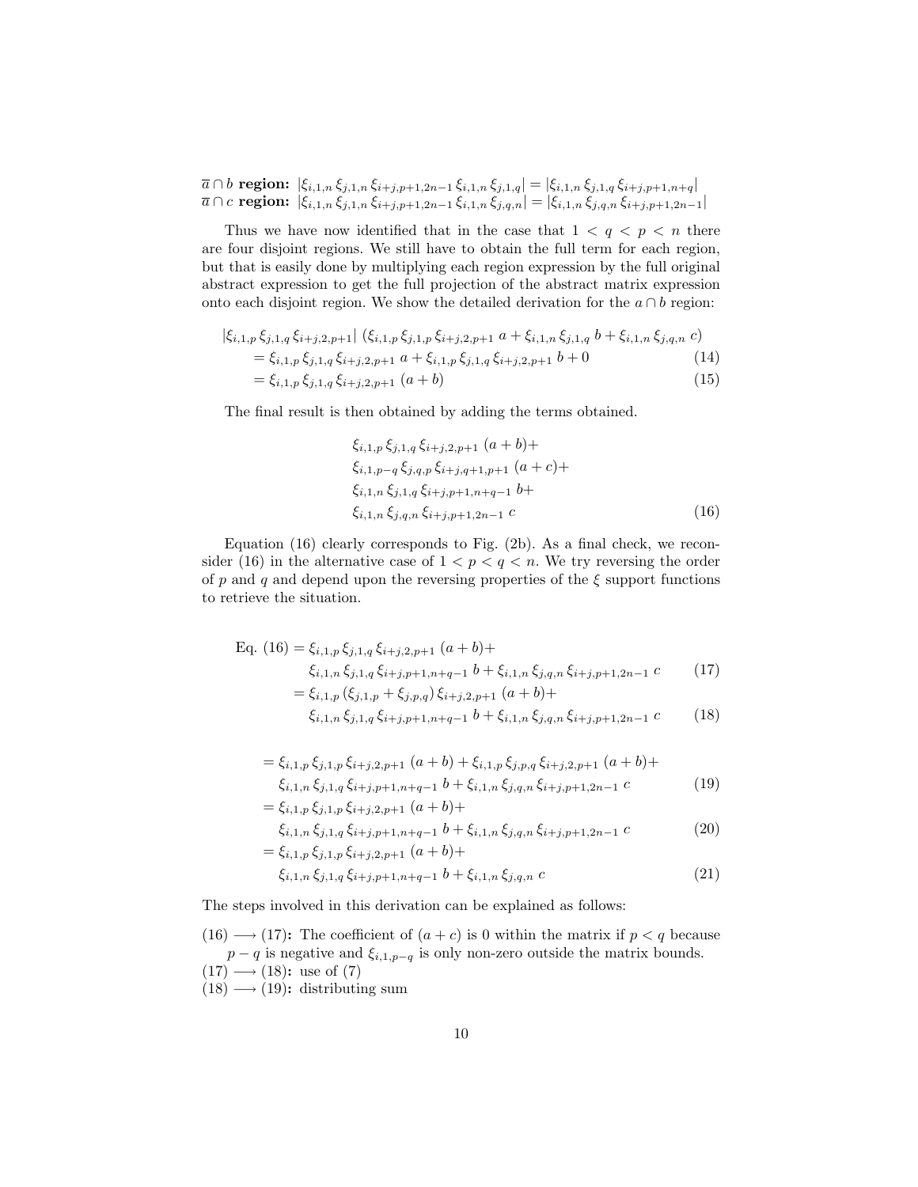$\overline{a} \cap b$ **region:** $|\xi_{i,1,n}\, \xi_{j,1,n}\, \xi_{i+j,p+1,2n-1}\, \xi_{i,1,n}\, \xi_{j,1,q}| = |\xi_{i,1,n}\, \xi_{j,1,q}\, \xi_{i+j,p+1,n+q}|$
$\overline{a} \cap c$ **region:** $|\xi_{i,1,n}\, \xi_{j,1,n}\, \xi_{i+j,p+1,2n-1}\, \xi_{i,1,n}\, \xi_{j,q,n}| = |\xi_{i,1,n}\, \xi_{j,q,n}\, \xi_{i+j,p+1,2n-1}|$

Thus we have now identified that in the case that $1 < q < p < n$ there are four disjoint regions. We still have to obtain the full term for each region, but that is easily done by multiplying each region expression by the full original abstract expression to get the full projection of the abstract matrix expression onto each disjoint region. We show the detailed derivation for the $a \cap b$ region:

$$
\begin{aligned}
&|\xi_{i,1,p}\, \xi_{j,1,q}\, \xi_{i+j,2,p+1}|\ (\xi_{i,1,p}\, \xi_{j,1,p}\, \xi_{i+j,2,p+1}\ a + \xi_{i,1,n}\, \xi_{j,1,q}\ b + \xi_{i,1,n}\, \xi_{j,q,n}\ c) \\
&\quad = \xi_{i,1,p}\, \xi_{j,1,q}\, \xi_{i+j,2,p+1}\ a + \xi_{i,1,p}\, \xi_{j,1,q}\, \xi_{i+j,2,p+1}\ b + 0 \qquad (14) \\
&\quad = \xi_{i,1,p}\, \xi_{j,1,q}\, \xi_{i+j,2,p+1}\ (a+b) \qquad (15)
\end{aligned}
$$

The final result is then obtained by adding the terms obtained.

$$
\begin{aligned}
&\xi_{i,1,p}\, \xi_{j,1,q}\, \xi_{i+j,2,p+1}\ (a+b) + \\
&\xi_{i,1,p-q}\, \xi_{j,q,p}\, \xi_{i+j,q+1,p+1}\ (a+c) + \\
&\xi_{i,1,n}\, \xi_{j,1,q}\, \xi_{i+j,p+1,n+q-1}\ b + \\
&\xi_{i,1,n}\, \xi_{j,q,n}\, \xi_{i+j,p+1,2n-1}\ c \qquad (16)
\end{aligned}
$$

Equation (16) clearly corresponds to Fig. (2b). As a final check, we reconsider (16) in the alternative case of $1 < p < q < n$. We try reversing the order of $p$ and $q$ and depend upon the reversing properties of the $\xi$ support functions to retrieve the situation.

$$
\begin{aligned}
\text{Eq. (16)} &= \xi_{i,1,p}\, \xi_{j,1,q}\, \xi_{i+j,2,p+1}\ (a+b) + \\
&\quad \xi_{i,1,n}\, \xi_{j,1,q}\, \xi_{i+j,p+1,n+q-1}\ b + \xi_{i,1,n}\, \xi_{j,q,n}\, \xi_{i+j,p+1,2n-1}\ c \qquad (17) \\
&= \xi_{i,1,p}\, (\xi_{j,1,p} + \xi_{j,p,q})\, \xi_{i+j,2,p+1}\ (a+b) + \\
&\quad \xi_{i,1,n}\, \xi_{j,1,q}\, \xi_{i+j,p+1,n+q-1}\ b + \xi_{i,1,n}\, \xi_{j,q,n}\, \xi_{i+j,p+1,2n-1}\ c \qquad (18)
\end{aligned}
$$

$$
\begin{aligned}
&= \xi_{i,1,p}\, \xi_{j,1,p}\, \xi_{i+j,2,p+1}\ (a+b) + \xi_{i,1,p}\, \xi_{j,p,q}\, \xi_{i+j,2,p+1}\ (a+b) + \\
&\quad \xi_{i,1,n}\, \xi_{j,1,q}\, \xi_{i+j,p+1,n+q-1}\ b + \xi_{i,1,n}\, \xi_{j,q,n}\, \xi_{i+j,p+1,2n-1}\ c \qquad (19) \\
&= \xi_{i,1,p}\, \xi_{j,1,p}\, \xi_{i+j,2,p+1}\ (a+b) + \\
&\quad \xi_{i,1,n}\, \xi_{j,1,q}\, \xi_{i+j,p+1,n+q-1}\ b + \xi_{i,1,n}\, \xi_{j,q,n}\, \xi_{i+j,p+1,2n-1}\ c \qquad (20) \\
&= \xi_{i,1,p}\, \xi_{j,1,p}\, \xi_{i+j,2,p+1}\ (a+b) + \\
&\quad \xi_{i,1,n}\, \xi_{j,1,q}\, \xi_{i+j,p+1,n+q-1}\ b + \xi_{i,1,n}\, \xi_{j,q,n}\ c \qquad (21)
\end{aligned}
$$

The steps involved in this derivation can be explained as follows:

- (16) $\longrightarrow$ (17)**:** The coefficient of $(a+c)$ is 0 within the matrix if $p < q$ because $p - q$ is negative and $\xi_{i,1,p-q}$ is only non-zero outside the matrix bounds.
- (17) $\longrightarrow$ (18)**:** use of (7)
- (18) $\longrightarrow$ (19)**:** distributing sum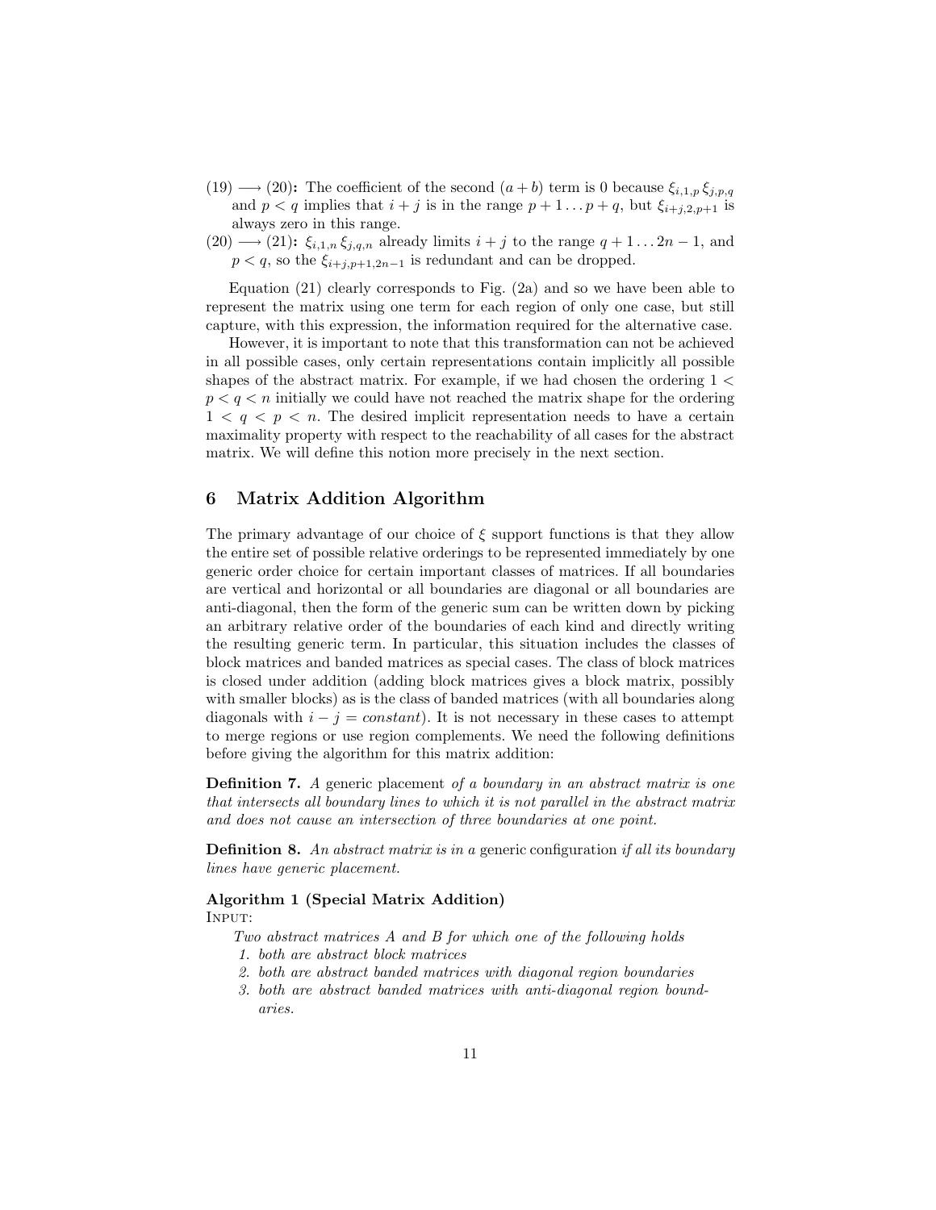(19) $\longrightarrow$ (20)**:** The coefficient of the second $(a+b)$ term is 0 because $\xi_{i,1,p}\,\xi_{j,p,q}$ and $p < q$ implies that $i + j$ is in the range $p + 1 \ldots p + q$, but $\xi_{i+j,2,p+1}$ is always zero in this range.

(20) $\longrightarrow$ (21)**:** $\xi_{i,1,n}\,\xi_{j,q,n}$ already limits $i + j$ to the range $q + 1 \ldots 2n - 1$, and $p < q$, so the $\xi_{i+j,p+1,2n-1}$ is redundant and can be dropped.

Equation (21) clearly corresponds to Fig. (2a) and so we have been able to represent the matrix using one term for each region of only one case, but still capture, with this expression, the information required for the alternative case.

However, it is important to note that this transformation can not be achieved in all possible cases, only certain representations contain implicitly all possible shapes of the abstract matrix. For example, if we had chosen the ordering $1 < p < q < n$ initially we could have not reached the matrix shape for the ordering $1 < q < p < n$. The desired implicit representation needs to have a certain maximality property with respect to the reachability of all cases for the abstract matrix. We will define this notion more precisely in the next section.

## 6 Matrix Addition Algorithm

The primary advantage of our choice of $\xi$ support functions is that they allow the entire set of possible relative orderings to be represented immediately by one generic order choice for certain important classes of matrices. If all boundaries are vertical and horizontal or all boundaries are diagonal or all boundaries are anti-diagonal, then the form of the generic sum can be written down by picking an arbitrary relative order of the boundaries of each kind and directly writing the resulting generic term. In particular, this situation includes the classes of block matrices and banded matrices as special cases. The class of block matrices is closed under addition (adding block matrices gives a block matrix, possibly with smaller blocks) as is the class of banded matrices (with all boundaries along diagonals with $i - j = constant$). It is not necessary in these cases to attempt to merge regions or use region complements. We need the following definitions before giving the algorithm for this matrix addition:

**Definition 7.** *A* generic placement *of a boundary in an abstract matrix is one that intersects all boundary lines to which it is not parallel in the abstract matrix and does not cause an intersection of three boundaries at one point.*

**Definition 8.** *An abstract matrix is in a* generic configuration *if all its boundary lines have generic placement.*

**Algorithm 1 (Special Matrix Addition)**
INPUT:

*Two abstract matrices A and B for which one of the following holds*

1. *both are abstract block matrices*
2. *both are abstract banded matrices with diagonal region boundaries*
3. *both are abstract banded matrices with anti-diagonal region boundaries.*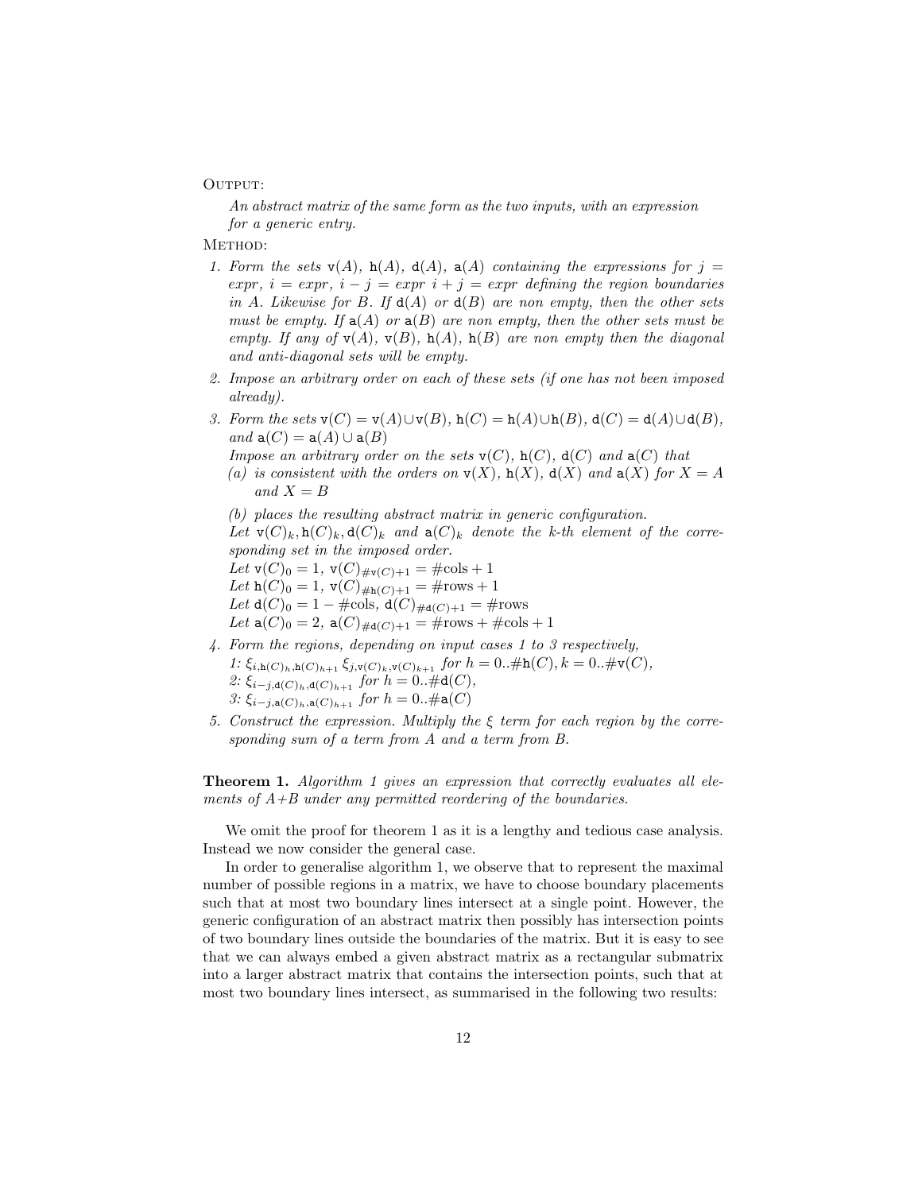Output:

*An abstract matrix of the same form as the two inputs, with an expression for a generic entry.*

Method:

1. *Form the sets* $\mathtt{v}(A)$, $\mathtt{h}(A)$, $\mathtt{d}(A)$, $\mathtt{a}(A)$ *containing the expressions for* $j = expr$, $i = expr$, $i - j = expr$ $i + j = expr$ *defining the region boundaries in* $A$. *Likewise for* $B$. *If* $\mathtt{d}(A)$ *or* $\mathtt{d}(B)$ *are non empty, then the other sets must be empty. If* $\mathtt{a}(A)$ *or* $\mathtt{a}(B)$ *are non empty, then the other sets must be empty. If any of* $\mathtt{v}(A)$, $\mathtt{v}(B)$, $\mathtt{h}(A)$, $\mathtt{h}(B)$ *are non empty then the diagonal and anti-diagonal sets will be empty.*
2. *Impose an arbitrary order on each of these sets (if one has not been imposed already).*
3. *Form the sets* $\mathtt{v}(C) = \mathtt{v}(A) \cup \mathtt{v}(B)$, $\mathtt{h}(C) = \mathtt{h}(A) \cup \mathtt{h}(B)$, $\mathtt{d}(C) = \mathtt{d}(A) \cup \mathtt{d}(B)$, *and* $\mathtt{a}(C) = \mathtt{a}(A) \cup \mathtt{a}(B)$
   *Impose an arbitrary order on the sets* $\mathtt{v}(C)$, $\mathtt{h}(C)$, $\mathtt{d}(C)$ *and* $\mathtt{a}(C)$ *that*
   (a) *is consistent with the orders on* $\mathtt{v}(X)$, $\mathtt{h}(X)$, $\mathtt{d}(X)$ *and* $\mathtt{a}(X)$ *for* $X = A$ *and* $X = B$
   (b) *places the resulting abstract matrix in generic configuration.*
   *Let* $\mathtt{v}(C)_k, \mathtt{h}(C)_k, \mathtt{d}(C)_k$ *and* $\mathtt{a}(C)_k$ *denote the k-th element of the corresponding set in the imposed order.*
   *Let* $\mathtt{v}(C)_0 = 1$, $\mathtt{v}(C)_{\#\mathtt{v}(C)+1} = \#\text{cols} + 1$
   *Let* $\mathtt{h}(C)_0 = 1$, $\mathtt{v}(C)_{\#\mathtt{h}(C)+1} = \#\text{rows} + 1$
   *Let* $\mathtt{d}(C)_0 = 1 - \#\text{cols}$, $\mathtt{d}(C)_{\#\mathtt{d}(C)+1} = \#\text{rows}$
   *Let* $\mathtt{a}(C)_0 = 2$, $\mathtt{a}(C)_{\#\mathtt{d}(C)+1} = \#\text{rows} + \#\text{cols} + 1$
4. *Form the regions, depending on input cases 1 to 3 respectively,*
   *1:* $\xi_{i,\mathtt{h}(C)_h,\mathtt{h}(C)_{h+1}}\, \xi_{j,\mathtt{v}(C)_k,\mathtt{v}(C)_{k+1}}$ *for* $h = 0..\#\mathtt{h}(C), k = 0..\#\mathtt{v}(C)$,
   *2:* $\xi_{i-j,\mathtt{d}(C)_h,\mathtt{d}(C)_{h+1}}$ *for* $h = 0..\#\mathtt{d}(C)$,
   *3:* $\xi_{i-j,\mathtt{a}(C)_h,\mathtt{a}(C)_{h+1}}$ *for* $h = 0..\#\mathtt{a}(C)$
5. *Construct the expression. Multiply the* $\xi$ *term for each region by the corresponding sum of a term from* $A$ *and a term from* $B$.

**Theorem 1.** *Algorithm 1 gives an expression that correctly evaluates all elements of A+B under any permitted reordering of the boundaries.*

We omit the proof for theorem 1 as it is a lengthy and tedious case analysis. Instead we now consider the general case.

In order to generalise algorithm 1, we observe that to represent the maximal number of possible regions in a matrix, we have to choose boundary placements such that at most two boundary lines intersect at a single point. However, the generic configuration of an abstract matrix then possibly has intersection points of two boundary lines outside the boundaries of the matrix. But it is easy to see that we can always embed a given abstract matrix as a rectangular submatrix into a larger abstract matrix that contains the intersection points, such that at most two boundary lines intersect, as summarised in the following two results: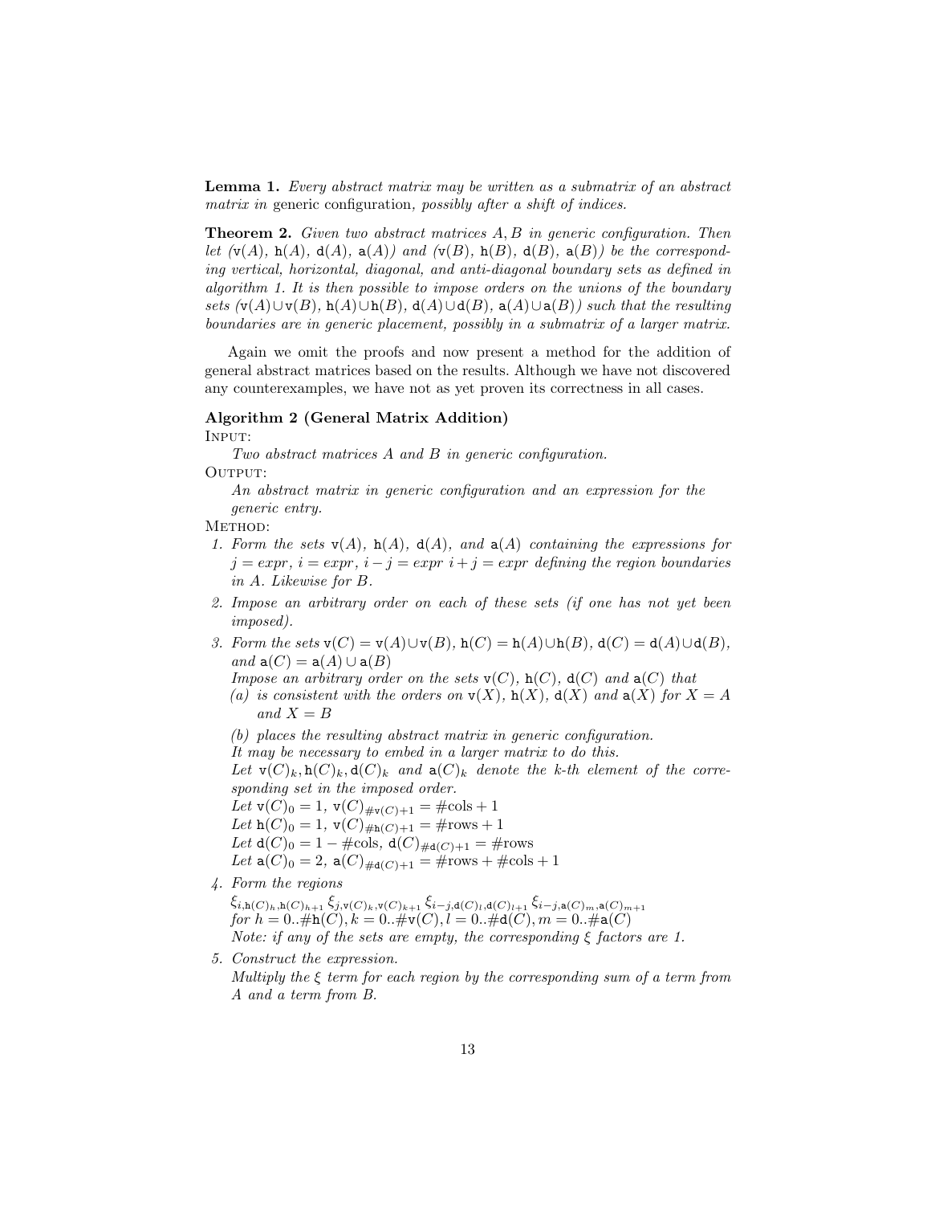**Lemma 1.** *Every abstract matrix may be written as a submatrix of an abstract matrix in* generic configuration*, possibly after a shift of indices.*

**Theorem 2.** *Given two abstract matrices $A, B$ in generic configuration. Then let ($\mathtt{v}(A)$, $\mathtt{h}(A)$, $\mathtt{d}(A)$, $\mathtt{a}(A)$) and ($\mathtt{v}(B)$, $\mathtt{h}(B)$, $\mathtt{d}(B)$, $\mathtt{a}(B)$) be the corresponding vertical, horizontal, diagonal, and anti-diagonal boundary sets as defined in algorithm 1. It is then possible to impose orders on the unions of the boundary sets ($\mathtt{v}(A)\cup\mathtt{v}(B)$, $\mathtt{h}(A)\cup\mathtt{h}(B)$, $\mathtt{d}(A)\cup\mathtt{d}(B)$, $\mathtt{a}(A)\cup\mathtt{a}(B)$) such that the resulting boundaries are in generic placement, possibly in a submatrix of a larger matrix.*

Again we omit the proofs and now present a method for the addition of general abstract matrices based on the results. Although we have not discovered any counterexamples, we have not as yet proven its correctness in all cases.

**Algorithm 2 (General Matrix Addition)**

Input:

*Two abstract matrices $A$ and $B$ in generic configuration.*

Output:

*An abstract matrix in generic configuration and an expression for the generic entry.*

Method:

1. *Form the sets $\mathtt{v}(A)$, $\mathtt{h}(A)$, $\mathtt{d}(A)$, and $\mathtt{a}(A)$ containing the expressions for $j = expr$, $i = expr$, $i - j = expr$ $i + j = expr$ defining the region boundaries in $A$. Likewise for $B$.*
2. *Impose an arbitrary order on each of these sets (if one has not yet been imposed).*
3. *Form the sets $\mathtt{v}(C) = \mathtt{v}(A)\cup\mathtt{v}(B)$, $\mathtt{h}(C) = \mathtt{h}(A)\cup\mathtt{h}(B)$, $\mathtt{d}(C) = \mathtt{d}(A)\cup\mathtt{d}(B)$, and $\mathtt{a}(C) = \mathtt{a}(A)\cup\mathtt{a}(B)$*
   *Impose an arbitrary order on the sets $\mathtt{v}(C)$, $\mathtt{h}(C)$, $\mathtt{d}(C)$ and $\mathtt{a}(C)$ that*
   (a) *is consistent with the orders on $\mathtt{v}(X)$, $\mathtt{h}(X)$, $\mathtt{d}(X)$ and $\mathtt{a}(X)$ for $X = A$ and $X = B$*
   (b) *places the resulting abstract matrix in generic configuration.*
   *It may be necessary to embed in a larger matrix to do this.*
   *Let $\mathtt{v}(C)_k, \mathtt{h}(C)_k, \mathtt{d}(C)_k$ and $\mathtt{a}(C)_k$ denote the k-th element of the corresponding set in the imposed order.*
   *Let $\mathtt{v}(C)_0 = 1$, $\mathtt{v}(C)_{\#\mathtt{v}(C)+1} = \#\text{cols} + 1$*
   *Let $\mathtt{h}(C)_0 = 1$, $\mathtt{v}(C)_{\#\mathtt{h}(C)+1} = \#\text{rows} + 1$*
   *Let $\mathtt{d}(C)_0 = 1 - \#\text{cols}$, $\mathtt{d}(C)_{\#\mathtt{d}(C)+1} = \#\text{rows}$*
   *Let $\mathtt{a}(C)_0 = 2$, $\mathtt{a}(C)_{\#\mathtt{d}(C)+1} = \#\text{rows} + \#\text{cols} + 1$*
4. *Form the regions*
   $\xi_{i,\mathtt{h}(C)_h,\mathtt{h}(C)_{h+1}}\, \xi_{j,\mathtt{v}(C)_k,\mathtt{v}(C)_{k+1}}\, \xi_{i-j,\mathtt{d}(C)_l,\mathtt{d}(C)_{l+1}}\, \xi_{i-j,\mathtt{a}(C)_m,\mathtt{a}(C)_{m+1}}$
   *for $h = 0..\#\mathtt{h}(C), k = 0..\#\mathtt{v}(C), l = 0..\#\mathtt{d}(C), m = 0..\#\mathtt{a}(C)$*
   *Note: if any of the sets are empty, the corresponding $\xi$ factors are 1.*
5. *Construct the expression.*
   *Multiply the $\xi$ term for each region by the corresponding sum of a term from $A$ and a term from $B$.*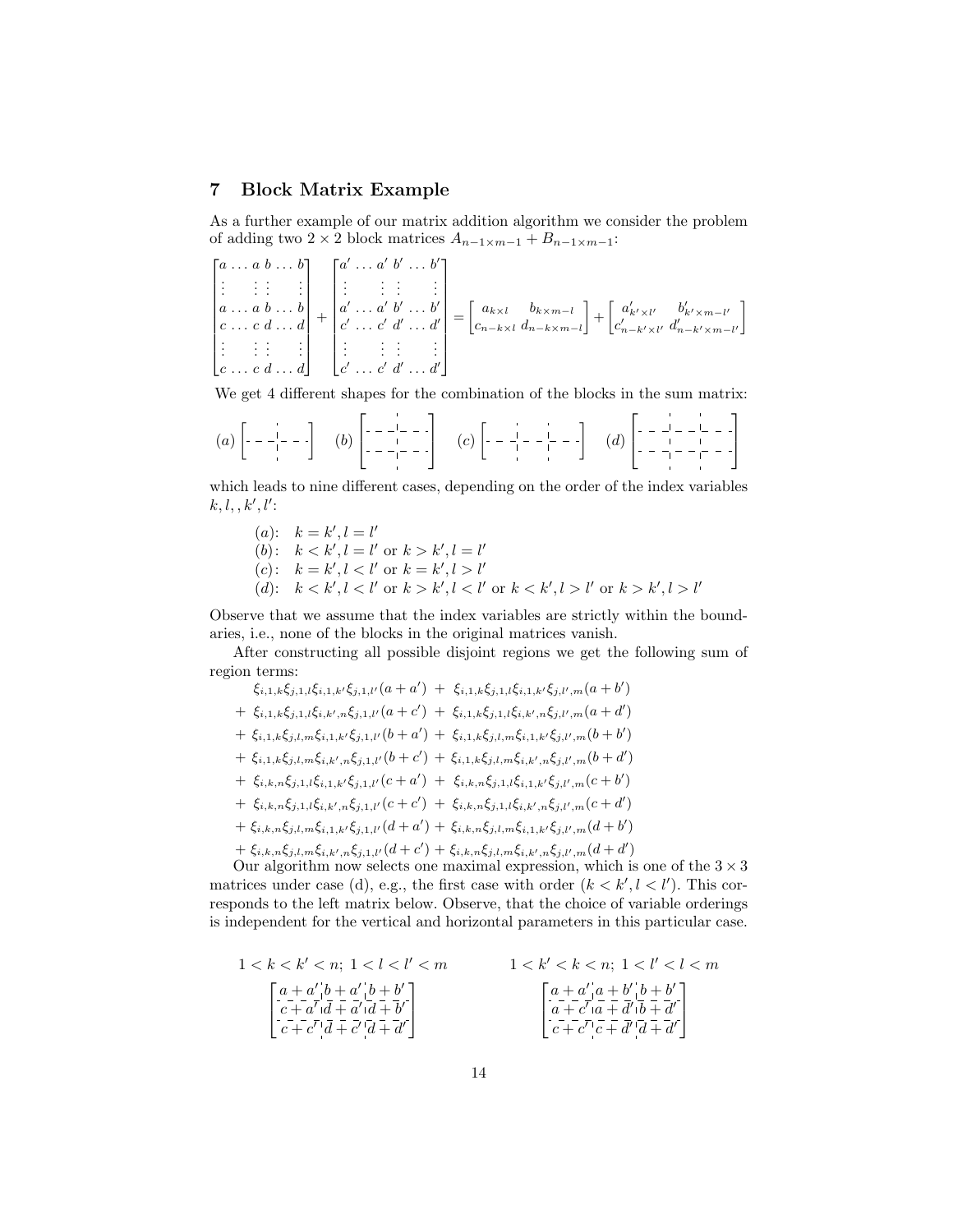## 7 Block Matrix Example

As a further example of our matrix addition algorithm we consider the problem of adding two $2 \times 2$ block matrices $A_{n-1\times m-1} + B_{n-1\times m-1}$:

$$\begin{bmatrix} a \dots a & b \dots b \\ \vdots \quad \vdots & \vdots \quad \vdots \\ a \dots a & b \dots b \\ c \dots c & d \dots d \\ \vdots \quad \vdots & \vdots \quad \vdots \\ c \dots c & d \dots d \end{bmatrix} + \begin{bmatrix} a' \dots a' & b' \dots b' \\ \vdots \quad \vdots & \vdots \quad \vdots \\ a' \dots a' & b' \dots b' \\ c' \dots c' & d' \dots d' \\ \vdots \quad \vdots & \vdots \quad \vdots \\ c' \dots c' & d' \dots d' \end{bmatrix} = \begin{bmatrix} a_{k\times l} & b_{k\times m-l} \\ c_{n-k\times l} & d_{n-k\times m-l} \end{bmatrix} + \begin{bmatrix} a'_{k'\times l'} & b'_{k'\times m-l'} \\ c'_{n-k'\times l'} & d'_{n-k'\times m-l'} \end{bmatrix}$$

We get 4 different shapes for the combination of the blocks in the sum matrix:

(a) [2×2 blocks] (b) [3×2 blocks] (c) [2×3 blocks] (d) [3×3 blocks]

which leads to nine different cases, depending on the order of the index variables $k, l, , k', l'$:

- $(a)$: $k = k', l = l'$
- $(b)$: $k < k', l = l'$ or $k > k', l = l'$
- $(c)$: $k = k', l < l'$ or $k = k', l > l'$
- $(d)$: $k < k', l < l'$ or $k > k', l < l'$ or $k < k', l > l'$ or $k > k', l > l'$

Observe that we assume that the index variables are strictly within the boundaries, i.e., none of the blocks in the original matrices vanish.

After constructing all possible disjoint regions we get the following sum of region terms:

$$\begin{aligned}
&\xi_{i,1,k}\xi_{j,1,l}\xi_{i,1,k'}\xi_{j,1,l'}(a + a') \;+\; \xi_{i,1,k}\xi_{j,1,l}\xi_{i,1,k'}\xi_{j,l',m}(a + b') \\
+\;& \xi_{i,1,k}\xi_{j,1,l}\xi_{i,k',n}\xi_{j,1,l'}(a + c') \;+\; \xi_{i,1,k}\xi_{j,1,l}\xi_{i,k',n}\xi_{j,l',m}(a + d') \\
+\;& \xi_{i,1,k}\xi_{j,l,m}\xi_{i,1,k'}\xi_{j,1,l'}(b + a') \;+\; \xi_{i,1,k}\xi_{j,l,m}\xi_{i,1,k'}\xi_{j,l',m}(b + b') \\
+\;& \xi_{i,1,k}\xi_{j,l,m}\xi_{i,k',n}\xi_{j,1,l'}(b + c') \;+\; \xi_{i,1,k}\xi_{j,l,m}\xi_{i,k',n}\xi_{j,l',m}(b + d') \\
+\;& \xi_{i,k,n}\xi_{j,1,l}\xi_{i,1,k'}\xi_{j,1,l'}(c + a') \;+\; \xi_{i,k,n}\xi_{j,1,l}\xi_{i,1,k'}\xi_{j,l',m}(c + b') \\
+\;& \xi_{i,k,n}\xi_{j,1,l}\xi_{i,k',n}\xi_{j,1,l'}(c + c') \;+\; \xi_{i,k,n}\xi_{j,1,l}\xi_{i,k',n}\xi_{j,l',m}(c + d') \\
+\;& \xi_{i,k,n}\xi_{j,l,m}\xi_{i,1,k'}\xi_{j,1,l'}(d + a') + \xi_{i,k,n}\xi_{j,l,m}\xi_{i,1,k'}\xi_{j,l',m}(d + b') \\
+\;& \xi_{i,k,n}\xi_{j,l,m}\xi_{i,k',n}\xi_{j,1,l'}(d + c') + \xi_{i,k,n}\xi_{j,l,m}\xi_{i,k',n}\xi_{j,l',m}(d + d')
\end{aligned}$$

Our algorithm now selects one maximal expression, which is one of the $3 \times 3$ matrices under case (d), e.g., the first case with order $(k < k', l < l')$. This corresponds to the left matrix below. Observe, that the choice of variable orderings is independent for the vertical and horizontal parameters in this particular case.

$$1 < k < k' < n;\ 1 < l < l' < m \qquad\qquad 1 < k' < k < n;\ 1 < l' < l < m$$

$$\begin{bmatrix} a + a' & b + a' & b + b' \\ c + a' & d + a' & d + b' \\ c + c' & d + c' & d + d' \end{bmatrix} \qquad\qquad \begin{bmatrix} a + a' & a + b' & b + b' \\ a + c' & a + d' & b + d' \\ c + c' & c + d' & d + d' \end{bmatrix}$$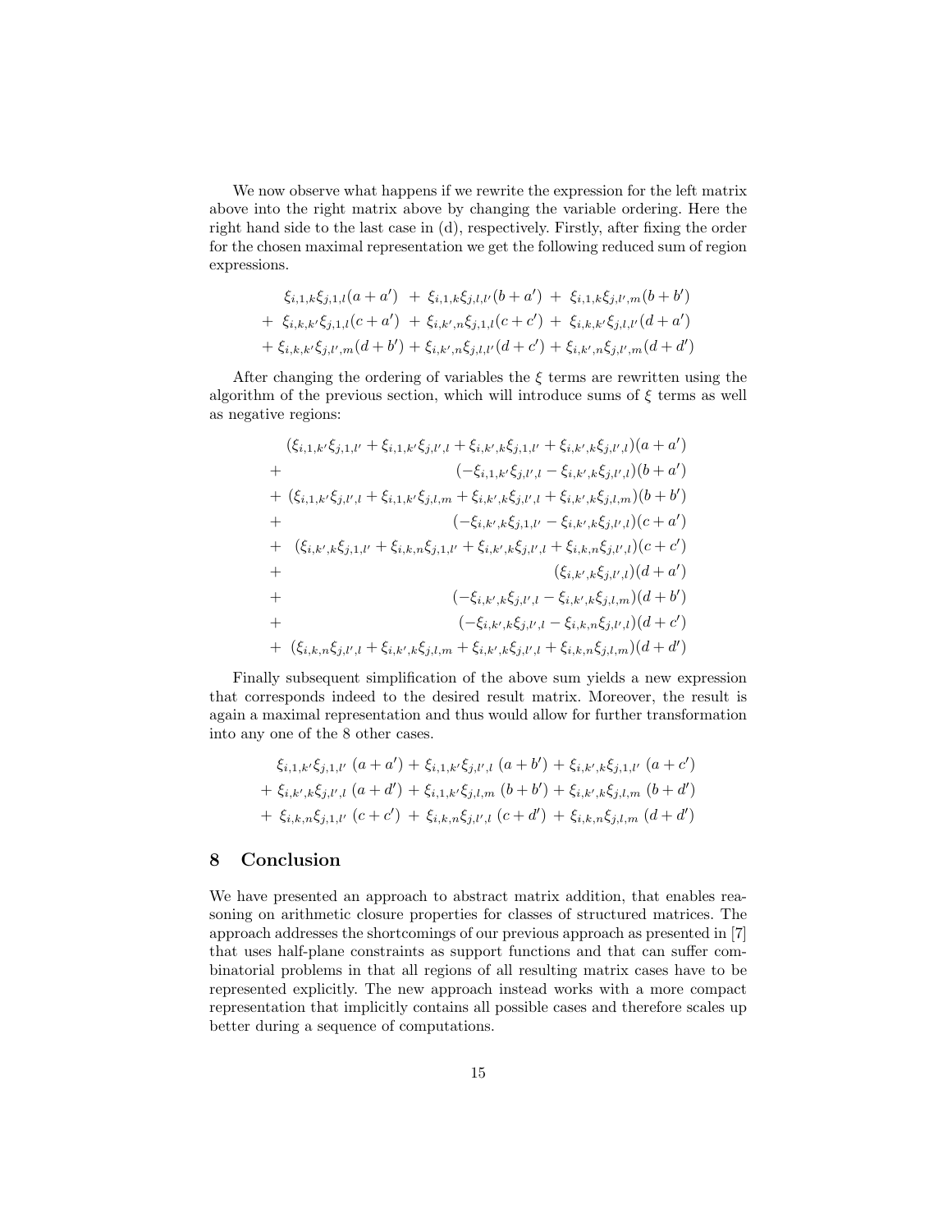We now observe what happens if we rewrite the expression for the left matrix above into the right matrix above by changing the variable ordering. Here the right hand side to the last case in (d), respectively. Firstly, after fixing the order for the chosen maximal representation we get the following reduced sum of region expressions.

$$
\begin{aligned}
&\xi_{i,1,k}\xi_{j,1,l}(a+a') \;+\; \xi_{i,1,k}\xi_{j,l,l'}(b+a') \;+\; \xi_{i,1,k}\xi_{j,l',m}(b+b') \\
+\;& \xi_{i,k,k'}\xi_{j,1,l}(c+a') \;+\; \xi_{i,k',n}\xi_{j,1,l}(c+c') \;+\; \xi_{i,k,k'}\xi_{j,l,l'}(d+a') \\
+\;& \xi_{i,k,k'}\xi_{j,l',m}(d+b') + \xi_{i,k',n}\xi_{j,l,l'}(d+c') + \xi_{i,k',n}\xi_{j,l',m}(d+d')
\end{aligned}
$$

After changing the ordering of variables the $\xi$ terms are rewritten using the algorithm of the previous section, which will introduce sums of $\xi$ terms as well as negative regions:

$$
\begin{aligned}
&(\xi_{i,1,k'}\xi_{j,1,l'} + \xi_{i,1,k'}\xi_{j,l',l} + \xi_{i,k',k}\xi_{j,1,l'} + \xi_{i,k',k}\xi_{j,l',l})(a+a') \\
+\;& (-\xi_{i,1,k'}\xi_{j,l',l} - \xi_{i,k',k}\xi_{j,l',l})(b+a') \\
+\;& (\xi_{i,1,k'}\xi_{j,l',l} + \xi_{i,1,k'}\xi_{j,l,m} + \xi_{i,k',k}\xi_{j,l',l} + \xi_{i,k',k}\xi_{j,l,m})(b+b') \\
+\;& (-\xi_{i,k',k}\xi_{j,1,l'} - \xi_{i,k',k}\xi_{j,l',l})(c+a') \\
+\;& (\xi_{i,k',k}\xi_{j,1,l'} + \xi_{i,k,n}\xi_{j,1,l'} + \xi_{i,k',k}\xi_{j,l',l} + \xi_{i,k,n}\xi_{j,l',l})(c+c') \\
+\;& (\xi_{i,k',k}\xi_{j,l',l})(d+a') \\
+\;& (-\xi_{i,k',k}\xi_{j,l',l} - \xi_{i,k',k}\xi_{j,l,m})(d+b') \\
+\;& (-\xi_{i,k',k}\xi_{j,l',l} - \xi_{i,k,n}\xi_{j,l',l})(d+c') \\
+\;& (\xi_{i,k,n}\xi_{j,l',l} + \xi_{i,k',k}\xi_{j,l,m} + \xi_{i,k',k}\xi_{j,l',l} + \xi_{i,k,n}\xi_{j,l,m})(d+d')
\end{aligned}
$$

Finally subsequent simplification of the above sum yields a new expression that corresponds indeed to the desired result matrix. Moreover, the result is again a maximal representation and thus would allow for further transformation into any one of the 8 other cases.

$$
\begin{aligned}
&\xi_{i,1,k'}\xi_{j,1,l'}\;(a+a') + \xi_{i,1,k'}\xi_{j,l',l}\;(a+b') + \xi_{i,k',k}\xi_{j,1,l'}\;(a+c') \\
+\;& \xi_{i,k',k}\xi_{j,l',l}\;(a+d') + \xi_{i,1,k'}\xi_{j,l,m}\;(b+b') + \xi_{i,k',k}\xi_{j,l,m}\;(b+d') \\
+\;& \xi_{i,k,n}\xi_{j,1,l'}\;(c+c') \;+\; \xi_{i,k,n}\xi_{j,l',l}\;(c+d') \;+\; \xi_{i,k,n}\xi_{j,l,m}\;(d+d')
\end{aligned}
$$

## 8 Conclusion

We have presented an approach to abstract matrix addition, that enables reasoning on arithmetic closure properties for classes of structured matrices. The approach addresses the shortcomings of our previous approach as presented in [7] that uses half-plane constraints as support functions and that can suffer combinatorial problems in that all regions of all resulting matrix cases have to be represented explicitly. The new approach instead works with a more compact representation that implicitly contains all possible cases and therefore scales up better during a sequence of computations.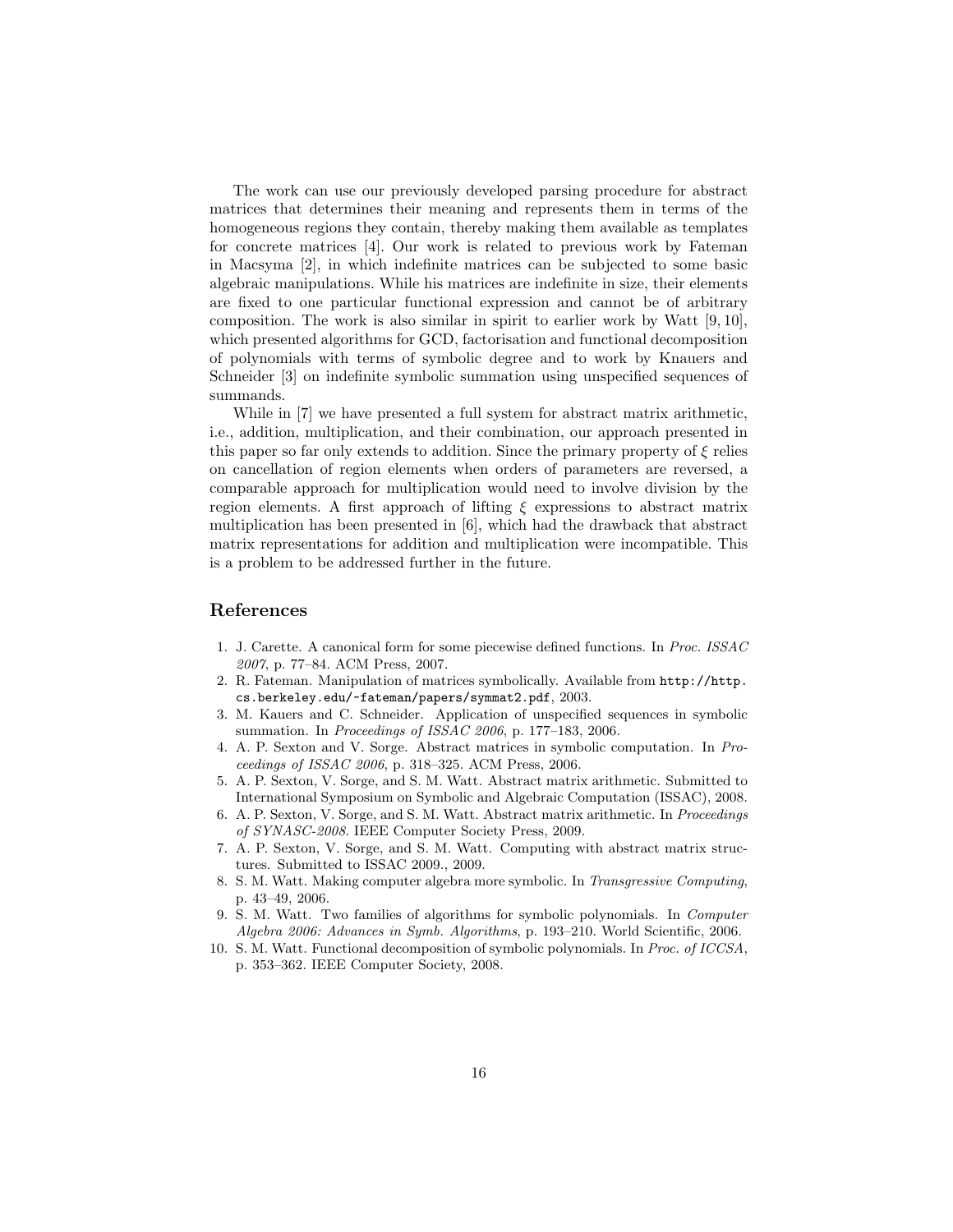The work can use our previously developed parsing procedure for abstract matrices that determines their meaning and represents them in terms of the homogeneous regions they contain, thereby making them available as templates for concrete matrices [4]. Our work is related to previous work by Fateman in Macsyma [2], in which indefinite matrices can be subjected to some basic algebraic manipulations. While his matrices are indefinite in size, their elements are fixed to one particular functional expression and cannot be of arbitrary composition. The work is also similar in spirit to earlier work by Watt [9, 10], which presented algorithms for GCD, factorisation and functional decomposition of polynomials with terms of symbolic degree and to work by Knauers and Schneider [3] on indefinite symbolic summation using unspecified sequences of summands.

While in [7] we have presented a full system for abstract matrix arithmetic, i.e., addition, multiplication, and their combination, our approach presented in this paper so far only extends to addition. Since the primary property of $\xi$ relies on cancellation of region elements when orders of parameters are reversed, a comparable approach for multiplication would need to involve division by the region elements. A first approach of lifting $\xi$ expressions to abstract matrix multiplication has been presented in [6], which had the drawback that abstract matrix representations for addition and multiplication were incompatible. This is a problem to be addressed further in the future.

## References

1. J. Carette. A canonical form for some piecewise defined functions. In *Proc. ISSAC 2007*, p. 77–84. ACM Press, 2007.
2. R. Fateman. Manipulation of matrices symbolically. Available from `http://http.cs.berkeley.edu/~fateman/papers/symmat2.pdf`, 2003.
3. M. Kauers and C. Schneider. Application of unspecified sequences in symbolic summation. In *Proceedings of ISSAC 2006*, p. 177–183, 2006.
4. A. P. Sexton and V. Sorge. Abstract matrices in symbolic computation. In *Proceedings of ISSAC 2006*, p. 318–325. ACM Press, 2006.
5. A. P. Sexton, V. Sorge, and S. M. Watt. Abstract matrix arithmetic. Submitted to International Symposium on Symbolic and Algebraic Computation (ISSAC), 2008.
6. A. P. Sexton, V. Sorge, and S. M. Watt. Abstract matrix arithmetic. In *Proceedings of SYNASC-2008*. IEEE Computer Society Press, 2009.
7. A. P. Sexton, V. Sorge, and S. M. Watt. Computing with abstract matrix structures. Submitted to ISSAC 2009., 2009.
8. S. M. Watt. Making computer algebra more symbolic. In *Transgressive Computing*, p. 43–49, 2006.
9. S. M. Watt. Two families of algorithms for symbolic polynomials. In *Computer Algebra 2006: Advances in Symb. Algorithms*, p. 193–210. World Scientific, 2006.
10. S. M. Watt. Functional decomposition of symbolic polynomials. In *Proc. of ICCSA*, p. 353–362. IEEE Computer Society, 2008.